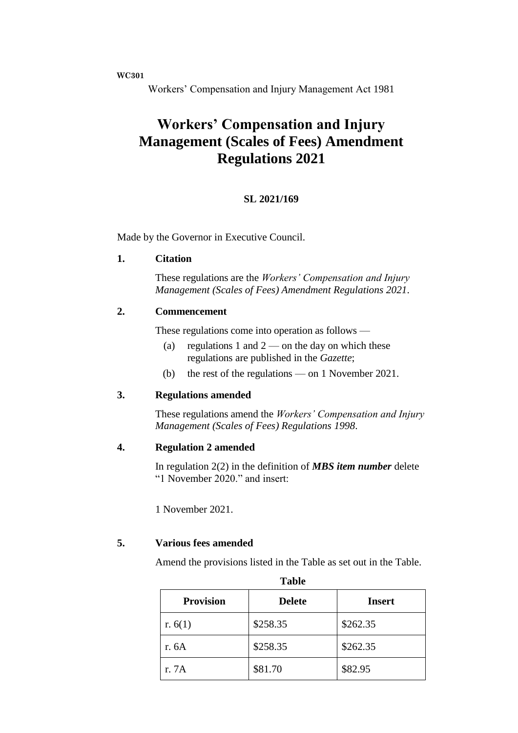WC301

Workers' Compensation and Injury Management Act 1981

# Workers' Compensation and Injury Management (Scales of Fees) Amendment Regulations 2021

**SL 2021/169**

Made by the Governor in Executive Council.

**1. Citation**

These regulations are the *Workers' Compensation and Injury Management (Scales of Fees) Amendment Regulations 2021*.

**2. Commencement**

These regulations come into operation as follows —

(a) regulations 1 and 2 — on the day on which these regulations are published in the *Gazette*;

(b) the rest of the regulations — on 1 November 2021.

**3. Regulations amended**

These regulations amend the *Workers' Compensation and Injury Management (Scales of Fees) Regulations 1998*.

**4. Regulation 2 amended**

In regulation 2(2) in the definition of ***MBS item number*** delete "1 November 2020." and insert:

1 November 2021.

**5. Various fees amended**

Amend the provisions listed in the Table as set out in the Table.

**Table**

| Provision | Delete | Insert |
|---|---|---|
| r. 6(1) | $258.35 | $262.35 |
| r. 6A | $258.35 | $262.35 |
| r. 7A | $81.70 | $82.95 |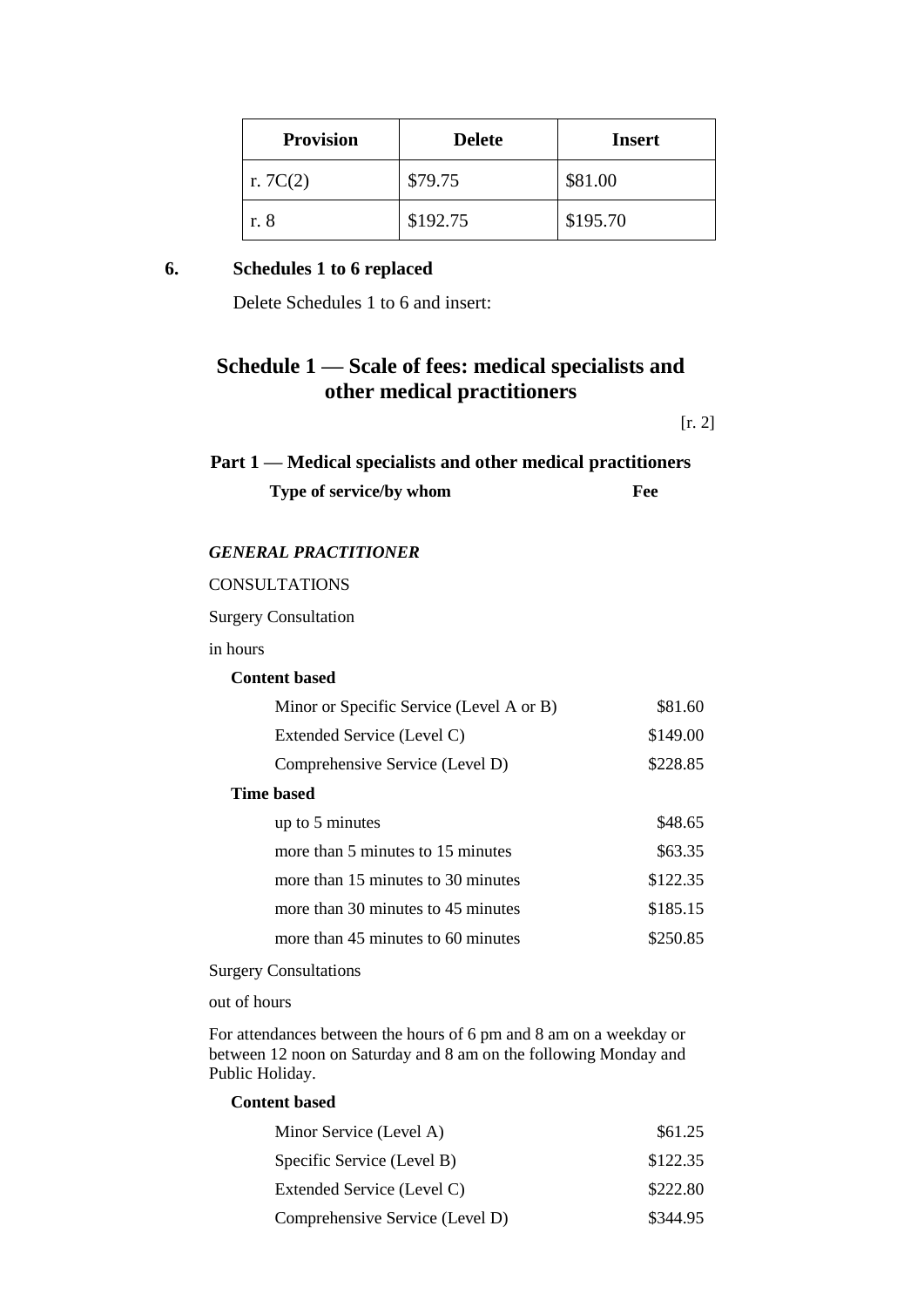| Provision | Delete | Insert |
|---|---|---|
| r. 7C(2) | $79.75 | $81.00 |
| r. 8 | $192.75 | $195.70 |

**6. Schedules 1 to 6 replaced**

Delete Schedules 1 to 6 and insert:

## Schedule 1 — Scale of fees: medical specialists and other medical practitioners

[r. 2]

### Part 1 — Medical specialists and other medical practitioners

| Type of service/by whom | Fee |
|---|---|
| ***GENERAL PRACTITIONER*** | |
| CONSULTATIONS | |
| Surgery Consultation | |
| in hours | |
| **Content based** | |
| Minor or Specific Service (Level A or B) | $81.60 |
| Extended Service (Level C) | $149.00 |
| Comprehensive Service (Level D) | $228.85 |
| **Time based** | |
| up to 5 minutes | $48.65 |
| more than 5 minutes to 15 minutes | $63.35 |
| more than 15 minutes to 30 minutes | $122.35 |
| more than 30 minutes to 45 minutes | $185.15 |
| more than 45 minutes to 60 minutes | $250.85 |
| Surgery Consultations | |
| out of hours | |
| For attendances between the hours of 6 pm and 8 am on a weekday or between 12 noon on Saturday and 8 am on the following Monday and Public Holiday. | |
| **Content based** | |
| Minor Service (Level A) | $61.25 |
| Specific Service (Level B) | $122.35 |
| Extended Service (Level C) | $222.80 |
| Comprehensive Service (Level D) | $344.95 |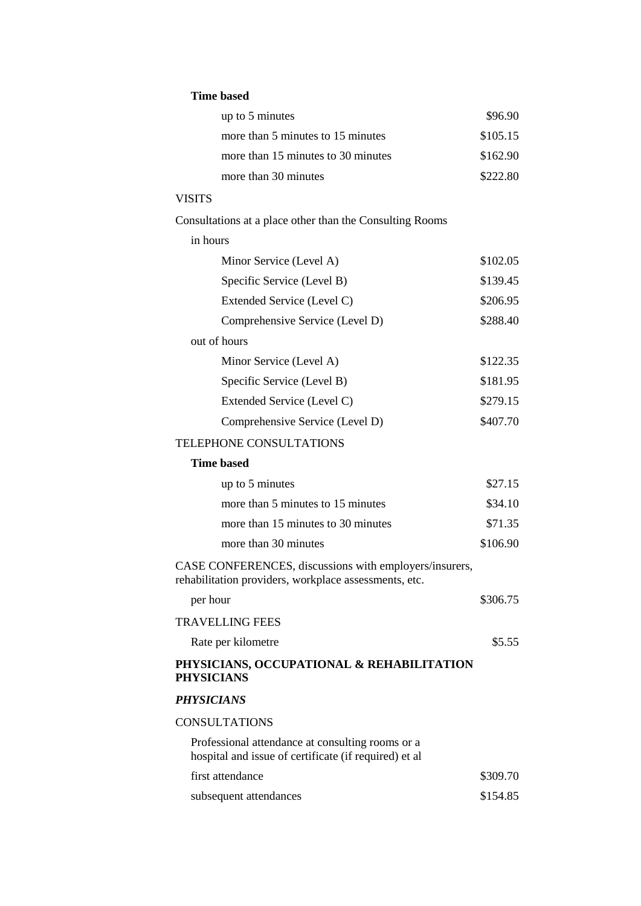**Time based**

| | |
|---|---|
| up to 5 minutes | $96.90 |
| more than 5 minutes to 15 minutes | $105.15 |
| more than 15 minutes to 30 minutes | $162.90 |
| more than 30 minutes | $222.80 |

VISITS

Consultations at a place other than the Consulting Rooms

in hours

| | |
|---|---|
| Minor Service (Level A) | $102.05 |
| Specific Service (Level B) | $139.45 |
| Extended Service (Level C) | $206.95 |
| Comprehensive Service (Level D) | $288.40 |

out of hours

| | |
|---|---|
| Minor Service (Level A) | $122.35 |
| Specific Service (Level B) | $181.95 |
| Extended Service (Level C) | $279.15 |
| Comprehensive Service (Level D) | $407.70 |

TELEPHONE CONSULTATIONS

**Time based**

| | |
|---|---|
| up to 5 minutes | $27.15 |
| more than 5 minutes to 15 minutes | $34.10 |
| more than 15 minutes to 30 minutes | $71.35 |
| more than 30 minutes | $106.90 |

CASE CONFERENCES, discussions with employers/insurers, rehabilitation providers, workplace assessments, etc.

| | |
|---|---|
| per hour | $306.75 |

TRAVELLING FEES

| | |
|---|---|
| Rate per kilometre | $5.55 |

## PHYSICIANS, OCCUPATIONAL & REHABILITATION PHYSICIANS

### *PHYSICIANS*

CONSULTATIONS

Professional attendance at consulting rooms or a hospital and issue of certificate (if required) et al

| | |
|---|---|
| first attendance | $309.70 |
| subsequent attendances | $154.85 |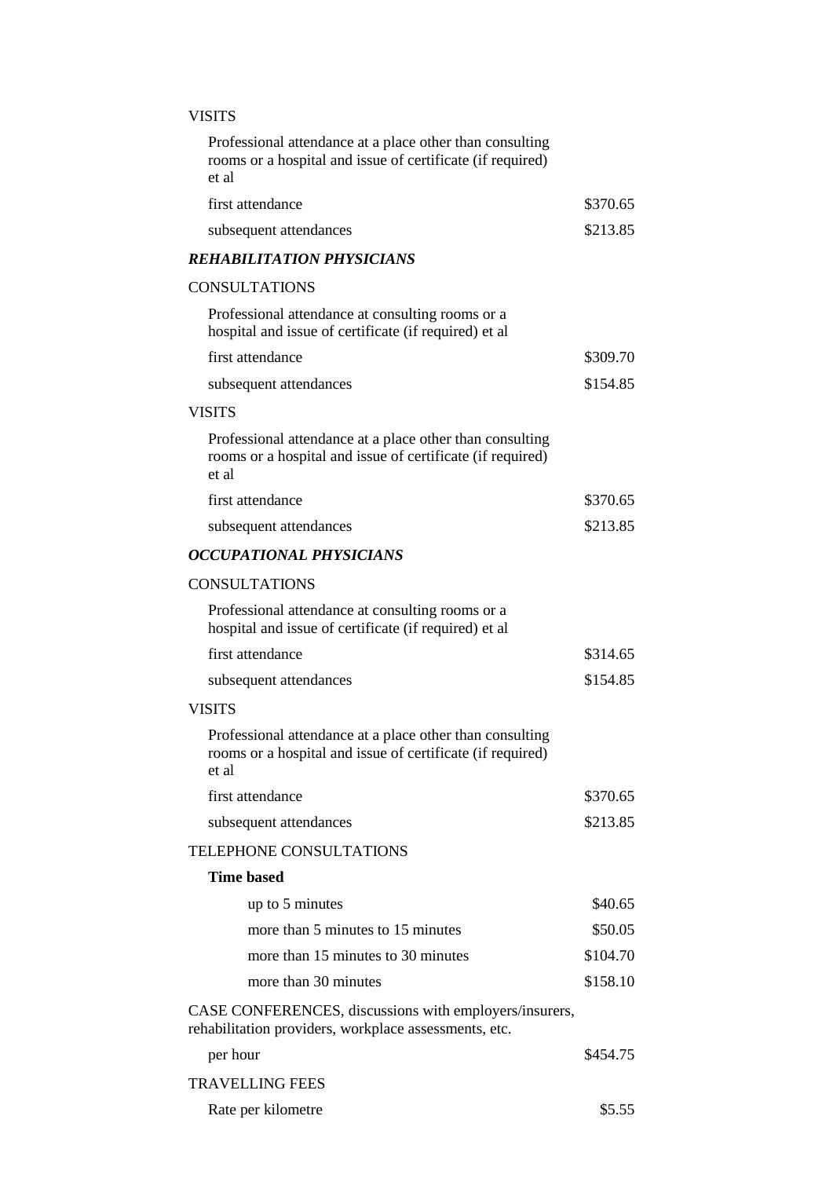VISITS

| | |
|---|---|
| Professional attendance at a place other than consulting rooms or a hospital and issue of certificate (if required) et al | |
| first attendance | \$370.65 |
| subsequent attendances | \$213.85 |

### *REHABILITATION PHYSICIANS*

CONSULTATIONS

| | |
|---|---|
| Professional attendance at consulting rooms or a hospital and issue of certificate (if required) et al | |
| first attendance | \$309.70 |
| subsequent attendances | \$154.85 |

VISITS

| | |
|---|---|
| Professional attendance at a place other than consulting rooms or a hospital and issue of certificate (if required) et al | |
| first attendance | \$370.65 |
| subsequent attendances | \$213.85 |

### *OCCUPATIONAL PHYSICIANS*

CONSULTATIONS

| | |
|---|---|
| Professional attendance at consulting rooms or a hospital and issue of certificate (if required) et al | |
| first attendance | \$314.65 |
| subsequent attendances | \$154.85 |

VISITS

| | |
|---|---|
| Professional attendance at a place other than consulting rooms or a hospital and issue of certificate (if required) et al | |
| first attendance | \$370.65 |
| subsequent attendances | \$213.85 |

TELEPHONE CONSULTATIONS

**Time based**

| | |
|---|---|
| up to 5 minutes | \$40.65 |
| more than 5 minutes to 15 minutes | \$50.05 |
| more than 15 minutes to 30 minutes | \$104.70 |
| more than 30 minutes | \$158.10 |

CASE CONFERENCES, discussions with employers/insurers, rehabilitation providers, workplace assessments, etc.

| | |
|---|---|
| per hour | \$454.75 |

TRAVELLING FEES

| | |
|---|---|
| Rate per kilometre | \$5.55 |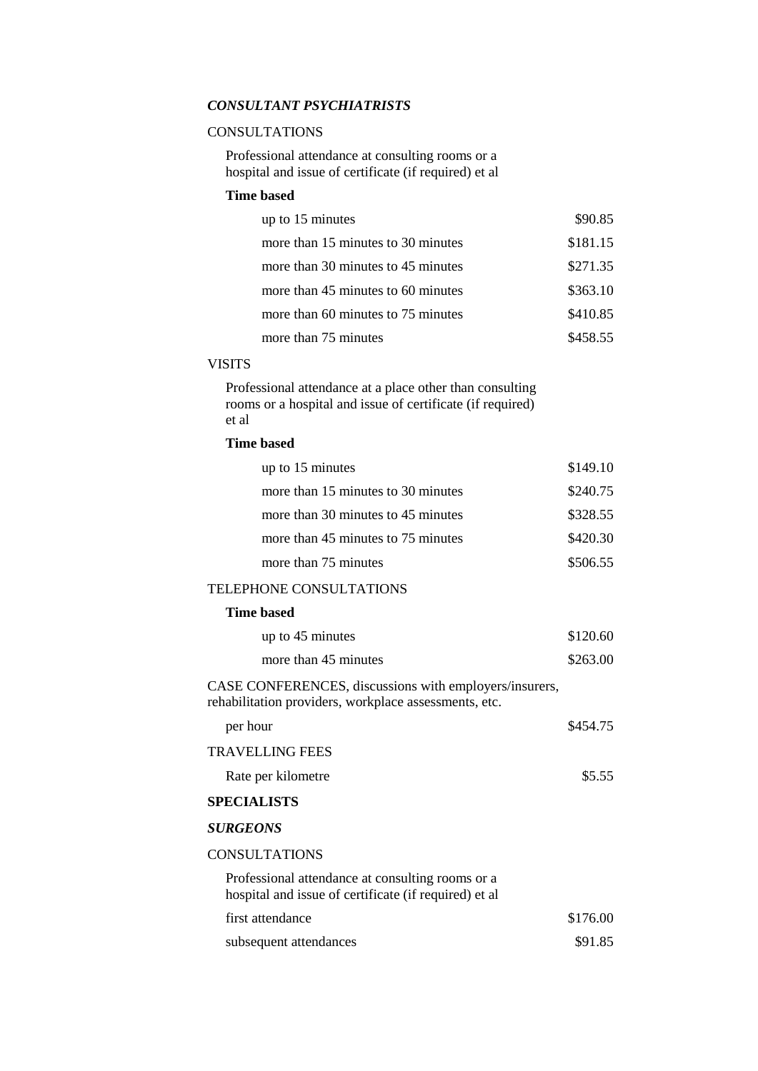### *CONSULTANT PSYCHIATRISTS*

CONSULTATIONS

Professional attendance at consulting rooms or a hospital and issue of certificate (if required) et al

**Time based**

| | |
|---|---|
| up to 15 minutes | $90.85 |
| more than 15 minutes to 30 minutes | $181.15 |
| more than 30 minutes to 45 minutes | $271.35 |
| more than 45 minutes to 60 minutes | $363.10 |
| more than 60 minutes to 75 minutes | $410.85 |
| more than 75 minutes | $458.55 |

VISITS

Professional attendance at a place other than consulting rooms or a hospital and issue of certificate (if required) et al

**Time based**

| | |
|---|---|
| up to 15 minutes | $149.10 |
| more than 15 minutes to 30 minutes | $240.75 |
| more than 30 minutes to 45 minutes | $328.55 |
| more than 45 minutes to 75 minutes | $420.30 |
| more than 75 minutes | $506.55 |

TELEPHONE CONSULTATIONS

**Time based**

| | |
|---|---|
| up to 45 minutes | $120.60 |
| more than 45 minutes | $263.00 |

CASE CONFERENCES, discussions with employers/insurers, rehabilitation providers, workplace assessments, etc.

| | |
|---|---|
| per hour | $454.75 |

TRAVELLING FEES

| | |
|---|---|
| Rate per kilometre | $5.55 |

## SPECIALISTS

### *SURGEONS*

CONSULTATIONS

Professional attendance at consulting rooms or a hospital and issue of certificate (if required) et al

| | |
|---|---|
| first attendance | $176.00 |
| subsequent attendances | $91.85 |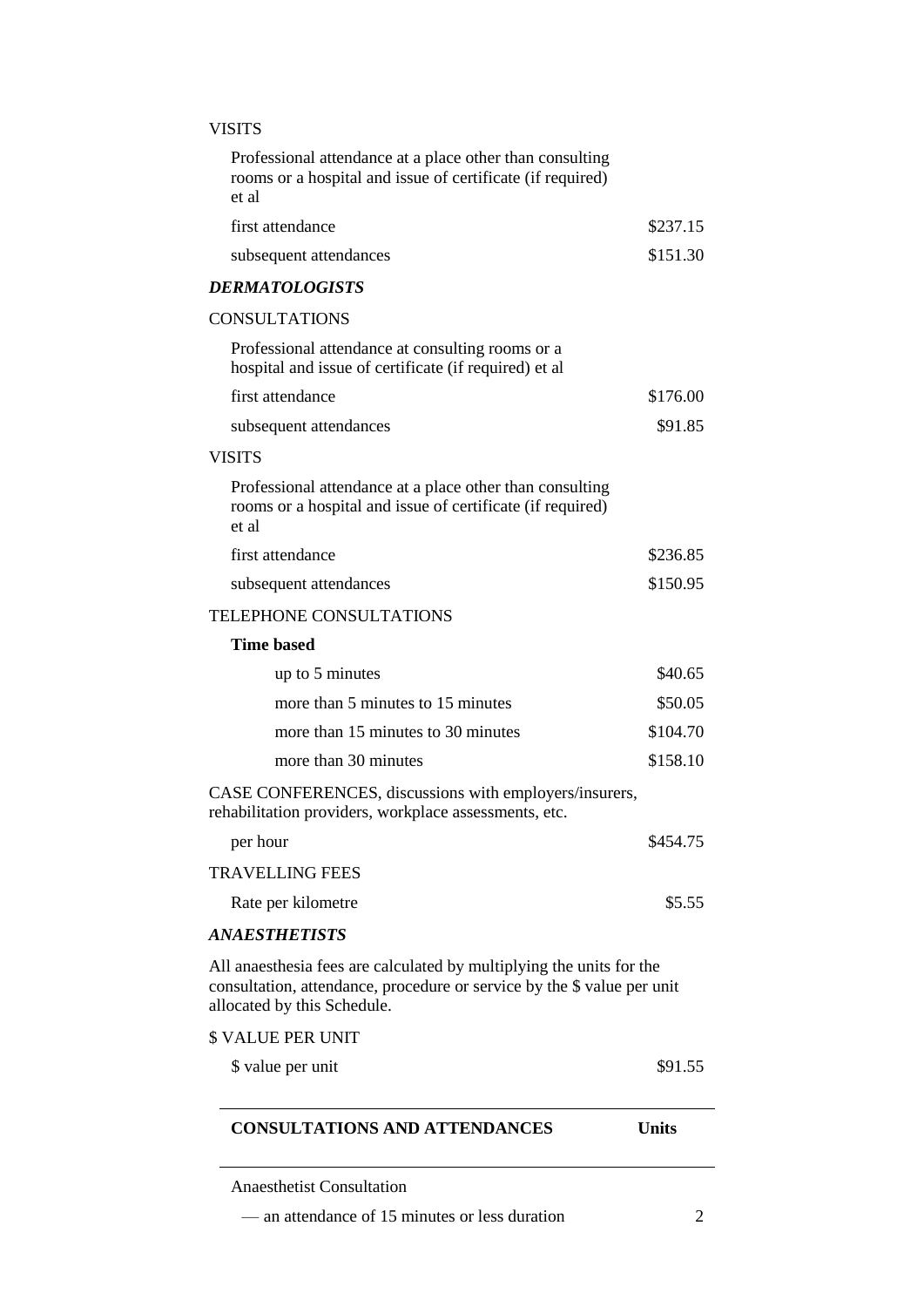VISITS

Professional attendance at a place other than consulting rooms or a hospital and issue of certificate (if required) et al

| | |
|---|---|
| first attendance | $237.15 |
| subsequent attendances | $151.30 |

***DERMATOLOGISTS***

CONSULTATIONS

Professional attendance at consulting rooms or a hospital and issue of certificate (if required) et al

| | |
|---|---|
| first attendance | $176.00 |
| subsequent attendances | $91.85 |

VISITS

Professional attendance at a place other than consulting rooms or a hospital and issue of certificate (if required) et al

| | |
|---|---|
| first attendance | $236.85 |
| subsequent attendances | $150.95 |

TELEPHONE CONSULTATIONS

**Time based**

| | |
|---|---|
| up to 5 minutes | $40.65 |
| more than 5 minutes to 15 minutes | $50.05 |
| more than 15 minutes to 30 minutes | $104.70 |
| more than 30 minutes | $158.10 |

CASE CONFERENCES, discussions with employers/insurers, rehabilitation providers, workplace assessments, etc.

| | |
|---|---|
| per hour | $454.75 |

TRAVELLING FEES

| | |
|---|---|
| Rate per kilometre | $5.55 |

***ANAESTHETISTS***

All anaesthesia fees are calculated by multiplying the units for the consultation, attendance, procedure or service by the $ value per unit allocated by this Schedule.

$ VALUE PER UNIT

| | |
|---|---|
| $ value per unit | $91.55 |

| CONSULTATIONS AND ATTENDANCES | Units |
|---|---|
| Anaesthetist Consultation | |
| — an attendance of 15 minutes or less duration | 2 |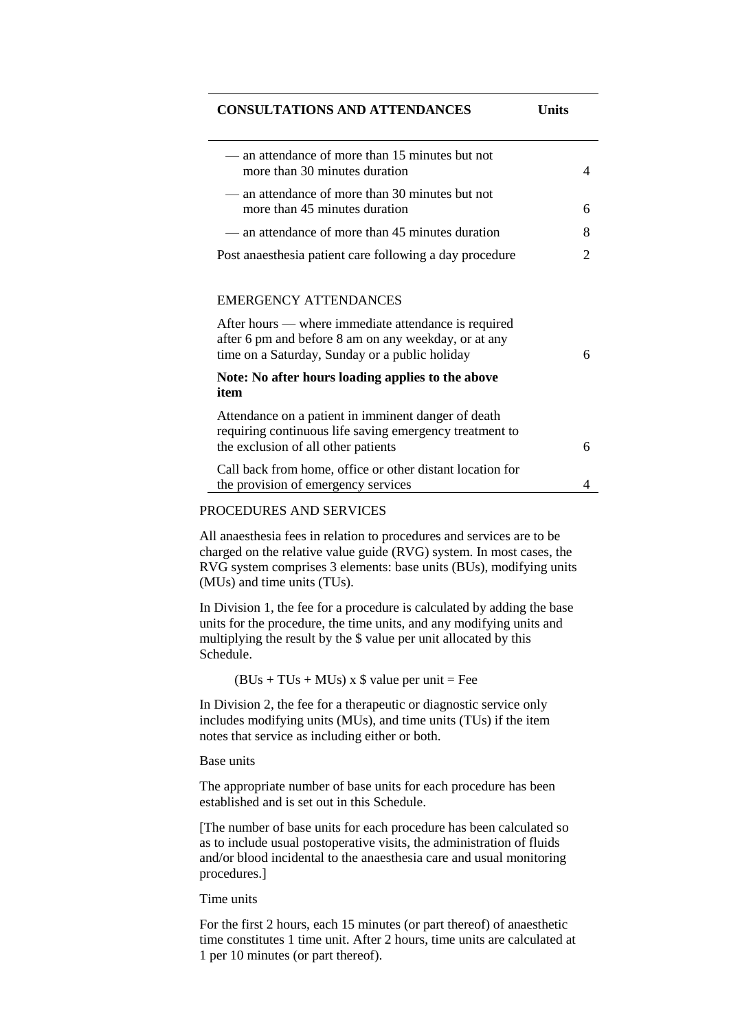| CONSULTATIONS AND ATTENDANCES | Units |
| --- | --- |
| — an attendance of more than 15 minutes but not more than 30 minutes duration | 4 |
| — an attendance of more than 30 minutes but not more than 45 minutes duration | 6 |
| — an attendance of more than 45 minutes duration | 8 |
| Post anaesthesia patient care following a day procedure | 2 |
| EMERGENCY ATTENDANCES | |
| After hours — where immediate attendance is required after 6 pm and before 8 am on any weekday, or at any time on a Saturday, Sunday or a public holiday | 6 |
| **Note: No after hours loading applies to the above item** | |
| Attendance on a patient in imminent danger of death requiring continuous life saving emergency treatment to the exclusion of all other patients | 6 |
| Call back from home, office or other distant location for the provision of emergency services | 4 |

PROCEDURES AND SERVICES

All anaesthesia fees in relation to procedures and services are to be charged on the relative value guide (RVG) system. In most cases, the RVG system comprises 3 elements: base units (BUs), modifying units (MUs) and time units (TUs).

In Division 1, the fee for a procedure is calculated by adding the base units for the procedure, the time units, and any modifying units and multiplying the result by the $ value per unit allocated by this Schedule.

(BUs + TUs + MUs) x $ value per unit = Fee

In Division 2, the fee for a therapeutic or diagnostic service only includes modifying units (MUs), and time units (TUs) if the item notes that service as including either or both.

Base units

The appropriate number of base units for each procedure has been established and is set out in this Schedule.

[The number of base units for each procedure has been calculated so as to include usual postoperative visits, the administration of fluids and/or blood incidental to the anaesthesia care and usual monitoring procedures.]

Time units

For the first 2 hours, each 15 minutes (or part thereof) of anaesthetic time constitutes 1 time unit. After 2 hours, time units are calculated at 1 per 10 minutes (or part thereof).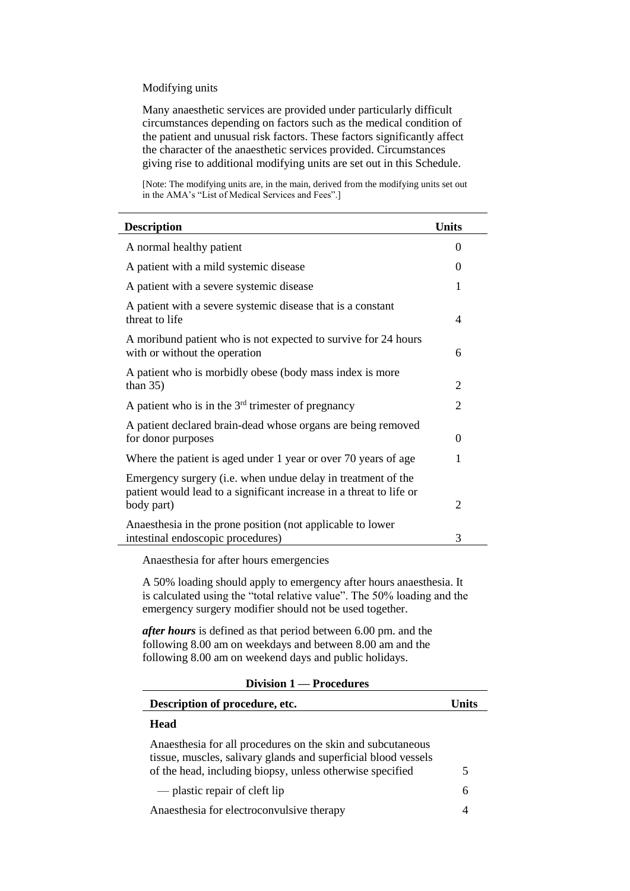Modifying units

Many anaesthetic services are provided under particularly difficult circumstances depending on factors such as the medical condition of the patient and unusual risk factors. These factors significantly affect the character of the anaesthetic services provided. Circumstances giving rise to additional modifying units are set out in this Schedule.

[Note: The modifying units are, in the main, derived from the modifying units set out in the AMA's "List of Medical Services and Fees".]

| Description | Units |
|---|---|
| A normal healthy patient | 0 |
| A patient with a mild systemic disease | 0 |
| A patient with a severe systemic disease | 1 |
| A patient with a severe systemic disease that is a constant threat to life | 4 |
| A moribund patient who is not expected to survive for 24 hours with or without the operation | 6 |
| A patient who is morbidly obese (body mass index is more than 35) | 2 |
| A patient who is in the 3rd trimester of pregnancy | 2 |
| A patient declared brain-dead whose organs are being removed for donor purposes | 0 |
| Where the patient is aged under 1 year or over 70 years of age | 1 |
| Emergency surgery (i.e. when undue delay in treatment of the patient would lead to a significant increase in a threat to life or body part) | 2 |
| Anaesthesia in the prone position (not applicable to lower intestinal endoscopic procedures) | 3 |

Anaesthesia for after hours emergencies

A 50% loading should apply to emergency after hours anaesthesia. It is calculated using the "total relative value". The 50% loading and the emergency surgery modifier should not be used together.

***after hours*** is defined as that period between 6.00 pm. and the following 8.00 am on weekdays and between 8.00 am and the following 8.00 am on weekend days and public holidays.

**Division 1 — Procedures**

| Description of procedure, etc. | Units |
|---|---|
| **Head** | |
| Anaesthesia for all procedures on the skin and subcutaneous tissue, muscles, salivary glands and superficial blood vessels of the head, including biopsy, unless otherwise specified | 5 |
| — plastic repair of cleft lip | 6 |
| Anaesthesia for electroconvulsive therapy | 4 |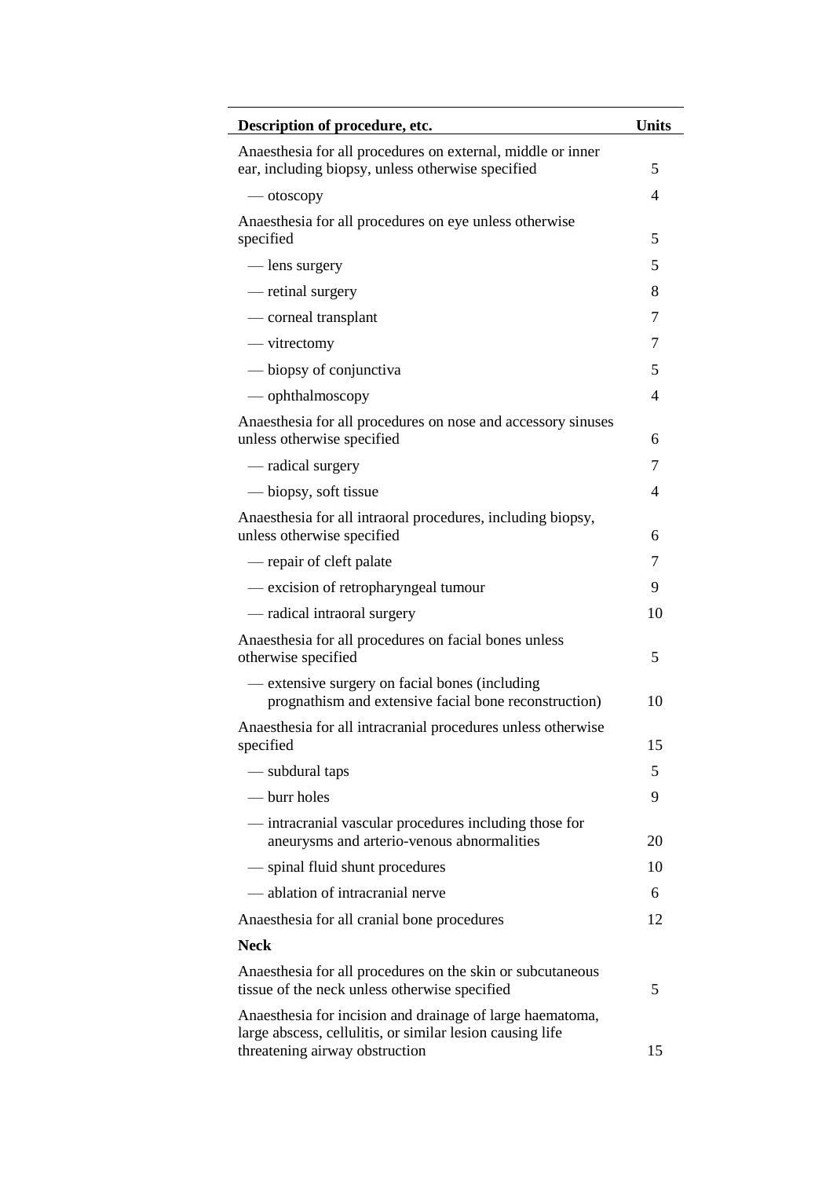| Description of procedure, etc. | Units |
|---|---|
| Anaesthesia for all procedures on external, middle or inner ear, including biopsy, unless otherwise specified | 5 |
| — otoscopy | 4 |
| Anaesthesia for all procedures on eye unless otherwise specified | 5 |
| — lens surgery | 5 |
| — retinal surgery | 8 |
| — corneal transplant | 7 |
| — vitrectomy | 7 |
| — biopsy of conjunctiva | 5 |
| — ophthalmoscopy | 4 |
| Anaesthesia for all procedures on nose and accessory sinuses unless otherwise specified | 6 |
| — radical surgery | 7 |
| — biopsy, soft tissue | 4 |
| Anaesthesia for all intraoral procedures, including biopsy, unless otherwise specified | 6 |
| — repair of cleft palate | 7 |
| — excision of retropharyngeal tumour | 9 |
| — radical intraoral surgery | 10 |
| Anaesthesia for all procedures on facial bones unless otherwise specified | 5 |
| — extensive surgery on facial bones (including prognathism and extensive facial bone reconstruction) | 10 |
| Anaesthesia for all intracranial procedures unless otherwise specified | 15 |
| — subdural taps | 5 |
| — burr holes | 9 |
| — intracranial vascular procedures including those for aneurysms and arterio-venous abnormalities | 20 |
| — spinal fluid shunt procedures | 10 |
| — ablation of intracranial nerve | 6 |
| Anaesthesia for all cranial bone procedures | 12 |
| **Neck** | |
| Anaesthesia for all procedures on the skin or subcutaneous tissue of the neck unless otherwise specified | 5 |
| Anaesthesia for incision and drainage of large haematoma, large abscess, cellulitis, or similar lesion causing life threatening airway obstruction | 15 |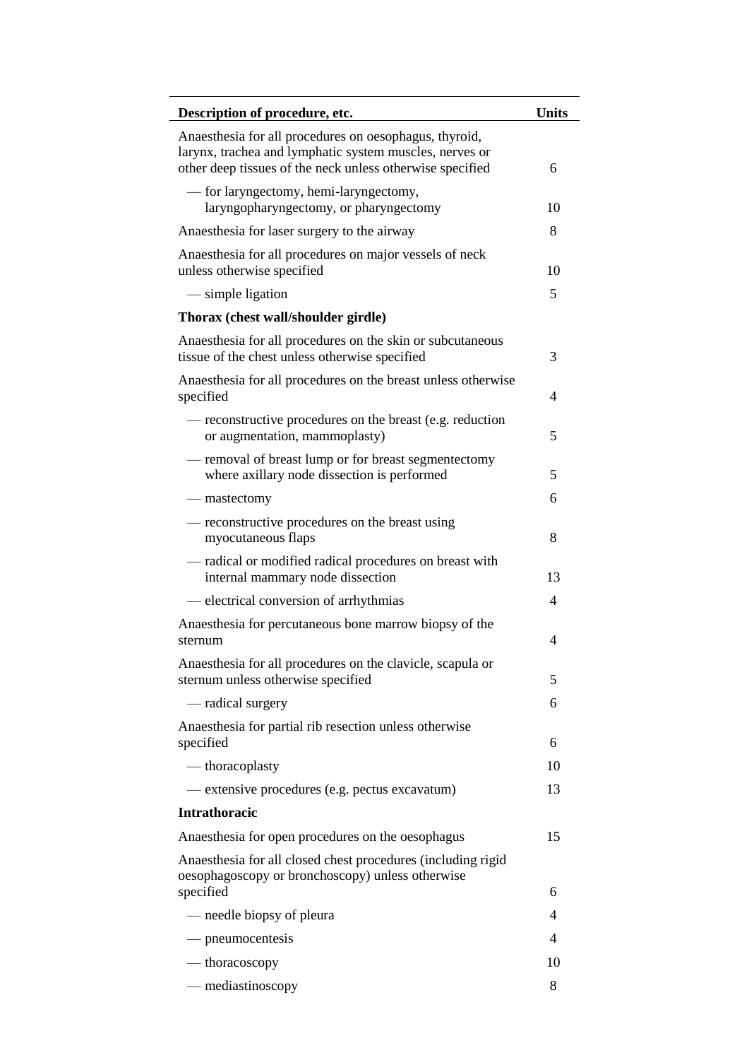| Description of procedure, etc. | Units |
|---|---|
| Anaesthesia for all procedures on oesophagus, thyroid, larynx, trachea and lymphatic system muscles, nerves or other deep tissues of the neck unless otherwise specified | 6 |
| — for laryngectomy, hemi-laryngectomy, laryngopharyngectomy, or pharyngectomy | 10 |
| Anaesthesia for laser surgery to the airway | 8 |
| Anaesthesia for all procedures on major vessels of neck unless otherwise specified | 10 |
| — simple ligation | 5 |
| **Thorax (chest wall/shoulder girdle)** | |
| Anaesthesia for all procedures on the skin or subcutaneous tissue of the chest unless otherwise specified | 3 |
| Anaesthesia for all procedures on the breast unless otherwise specified | 4 |
| — reconstructive procedures on the breast (e.g. reduction or augmentation, mammoplasty) | 5 |
| — removal of breast lump or for breast segmentectomy where axillary node dissection is performed | 5 |
| — mastectomy | 6 |
| — reconstructive procedures on the breast using myocutaneous flaps | 8 |
| — radical or modified radical procedures on breast with internal mammary node dissection | 13 |
| — electrical conversion of arrhythmias | 4 |
| Anaesthesia for percutaneous bone marrow biopsy of the sternum | 4 |
| Anaesthesia for all procedures on the clavicle, scapula or sternum unless otherwise specified | 5 |
| — radical surgery | 6 |
| Anaesthesia for partial rib resection unless otherwise specified | 6 |
| — thoracoplasty | 10 |
| — extensive procedures (e.g. pectus excavatum) | 13 |
| **Intrathoracic** | |
| Anaesthesia for open procedures on the oesophagus | 15 |
| Anaesthesia for all closed chest procedures (including rigid oesophagoscopy or bronchoscopy) unless otherwise specified | 6 |
| — needle biopsy of pleura | 4 |
| — pneumocentesis | 4 |
| — thoracoscopy | 10 |
| — mediastinoscopy | 8 |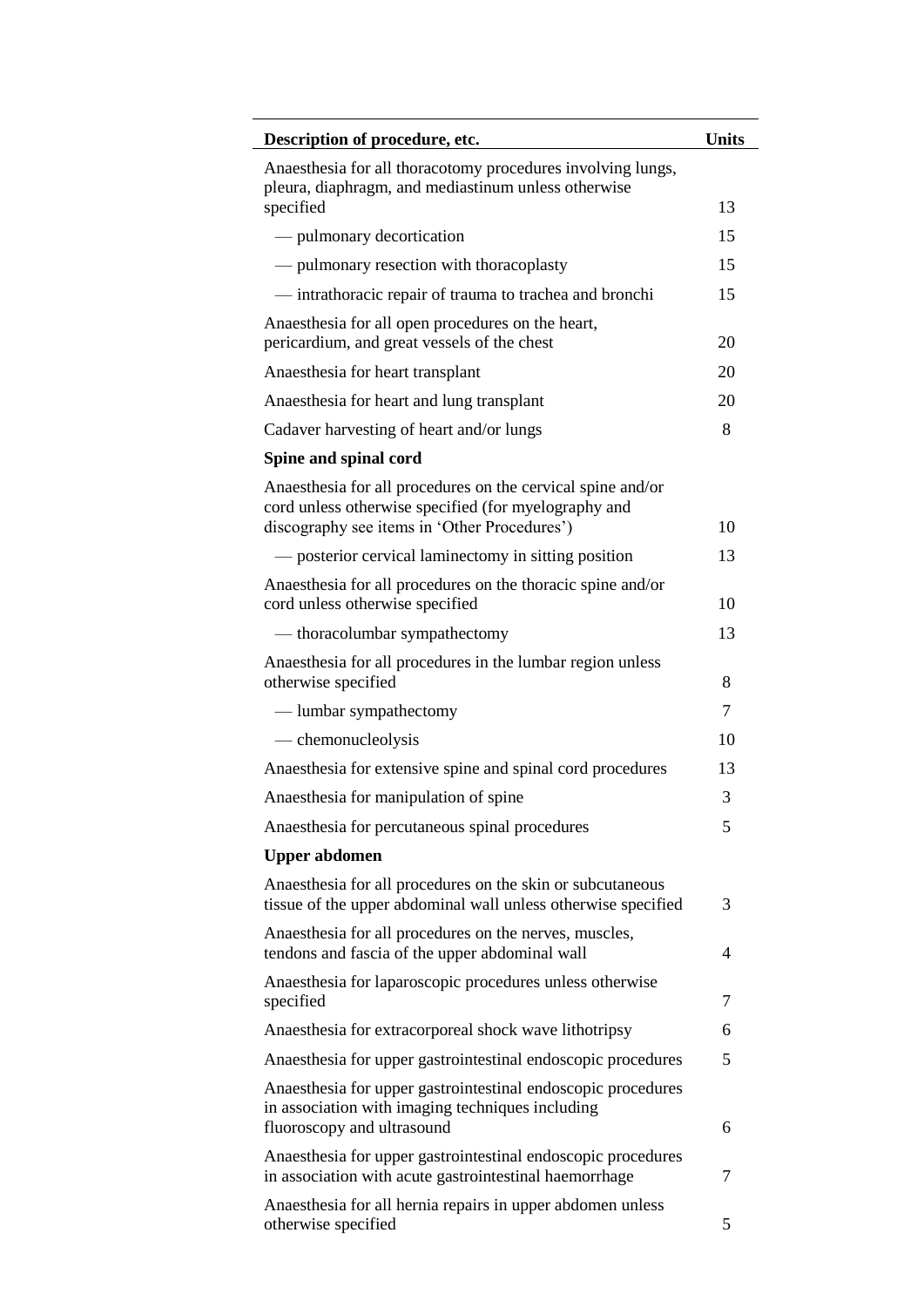| Description of procedure, etc. | Units |
| --- | --- |
| Anaesthesia for all thoracotomy procedures involving lungs, pleura, diaphragm, and mediastinum unless otherwise specified | 13 |
| — pulmonary decortication | 15 |
| — pulmonary resection with thoracoplasty | 15 |
| — intrathoracic repair of trauma to trachea and bronchi | 15 |
| Anaesthesia for all open procedures on the heart, pericardium, and great vessels of the chest | 20 |
| Anaesthesia for heart transplant | 20 |
| Anaesthesia for heart and lung transplant | 20 |
| Cadaver harvesting of heart and/or lungs | 8 |
| **Spine and spinal cord** | |
| Anaesthesia for all procedures on the cervical spine and/or cord unless otherwise specified (for myelography and discography see items in 'Other Procedures') | 10 |
| — posterior cervical laminectomy in sitting position | 13 |
| Anaesthesia for all procedures on the thoracic spine and/or cord unless otherwise specified | 10 |
| — thoracolumbar sympathectomy | 13 |
| Anaesthesia for all procedures in the lumbar region unless otherwise specified | 8 |
| — lumbar sympathectomy | 7 |
| — chemonucleolysis | 10 |
| Anaesthesia for extensive spine and spinal cord procedures | 13 |
| Anaesthesia for manipulation of spine | 3 |
| Anaesthesia for percutaneous spinal procedures | 5 |
| **Upper abdomen** | |
| Anaesthesia for all procedures on the skin or subcutaneous tissue of the upper abdominal wall unless otherwise specified | 3 |
| Anaesthesia for all procedures on the nerves, muscles, tendons and fascia of the upper abdominal wall | 4 |
| Anaesthesia for laparoscopic procedures unless otherwise specified | 7 |
| Anaesthesia for extracorporeal shock wave lithotripsy | 6 |
| Anaesthesia for upper gastrointestinal endoscopic procedures | 5 |
| Anaesthesia for upper gastrointestinal endoscopic procedures in association with imaging techniques including fluoroscopy and ultrasound | 6 |
| Anaesthesia for upper gastrointestinal endoscopic procedures in association with acute gastrointestinal haemorrhage | 7 |
| Anaesthesia for all hernia repairs in upper abdomen unless otherwise specified | 5 |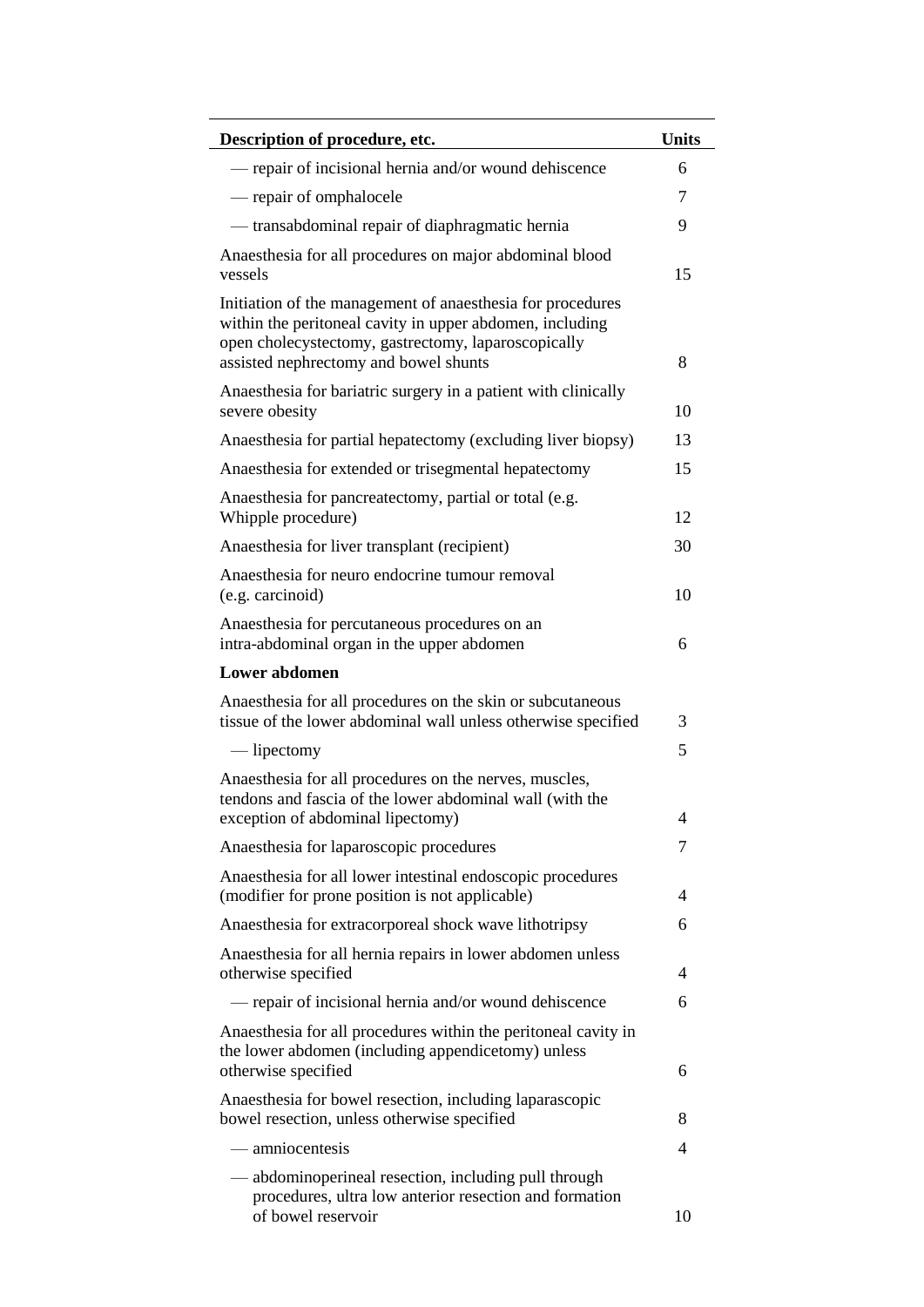| Description of procedure, etc. | Units |
|---|---|
| — repair of incisional hernia and/or wound dehiscence | 6 |
| — repair of omphalocele | 7 |
| — transabdominal repair of diaphragmatic hernia | 9 |
| Anaesthesia for all procedures on major abdominal blood vessels | 15 |
| Initiation of the management of anaesthesia for procedures within the peritoneal cavity in upper abdomen, including open cholecystectomy, gastrectomy, laparoscopically assisted nephrectomy and bowel shunts | 8 |
| Anaesthesia for bariatric surgery in a patient with clinically severe obesity | 10 |
| Anaesthesia for partial hepatectomy (excluding liver biopsy) | 13 |
| Anaesthesia for extended or trisegmental hepatectomy | 15 |
| Anaesthesia for pancreatectomy, partial or total (e.g. Whipple procedure) | 12 |
| Anaesthesia for liver transplant (recipient) | 30 |
| Anaesthesia for neuro endocrine tumour removal (e.g. carcinoid) | 10 |
| Anaesthesia for percutaneous procedures on an intra-abdominal organ in the upper abdomen | 6 |
| **Lower abdomen** | |
| Anaesthesia for all procedures on the skin or subcutaneous tissue of the lower abdominal wall unless otherwise specified | 3 |
| — lipectomy | 5 |
| Anaesthesia for all procedures on the nerves, muscles, tendons and fascia of the lower abdominal wall (with the exception of abdominal lipectomy) | 4 |
| Anaesthesia for laparoscopic procedures | 7 |
| Anaesthesia for all lower intestinal endoscopic procedures (modifier for prone position is not applicable) | 4 |
| Anaesthesia for extracorporeal shock wave lithotripsy | 6 |
| Anaesthesia for all hernia repairs in lower abdomen unless otherwise specified | 4 |
| — repair of incisional hernia and/or wound dehiscence | 6 |
| Anaesthesia for all procedures within the peritoneal cavity in the lower abdomen (including appendicetomy) unless otherwise specified | 6 |
| Anaesthesia for bowel resection, including laparascopic bowel resection, unless otherwise specified | 8 |
| — amniocentesis | 4 |
| — abdominoperineal resection, including pull through procedures, ultra low anterior resection and formation of bowel reservoir | 10 |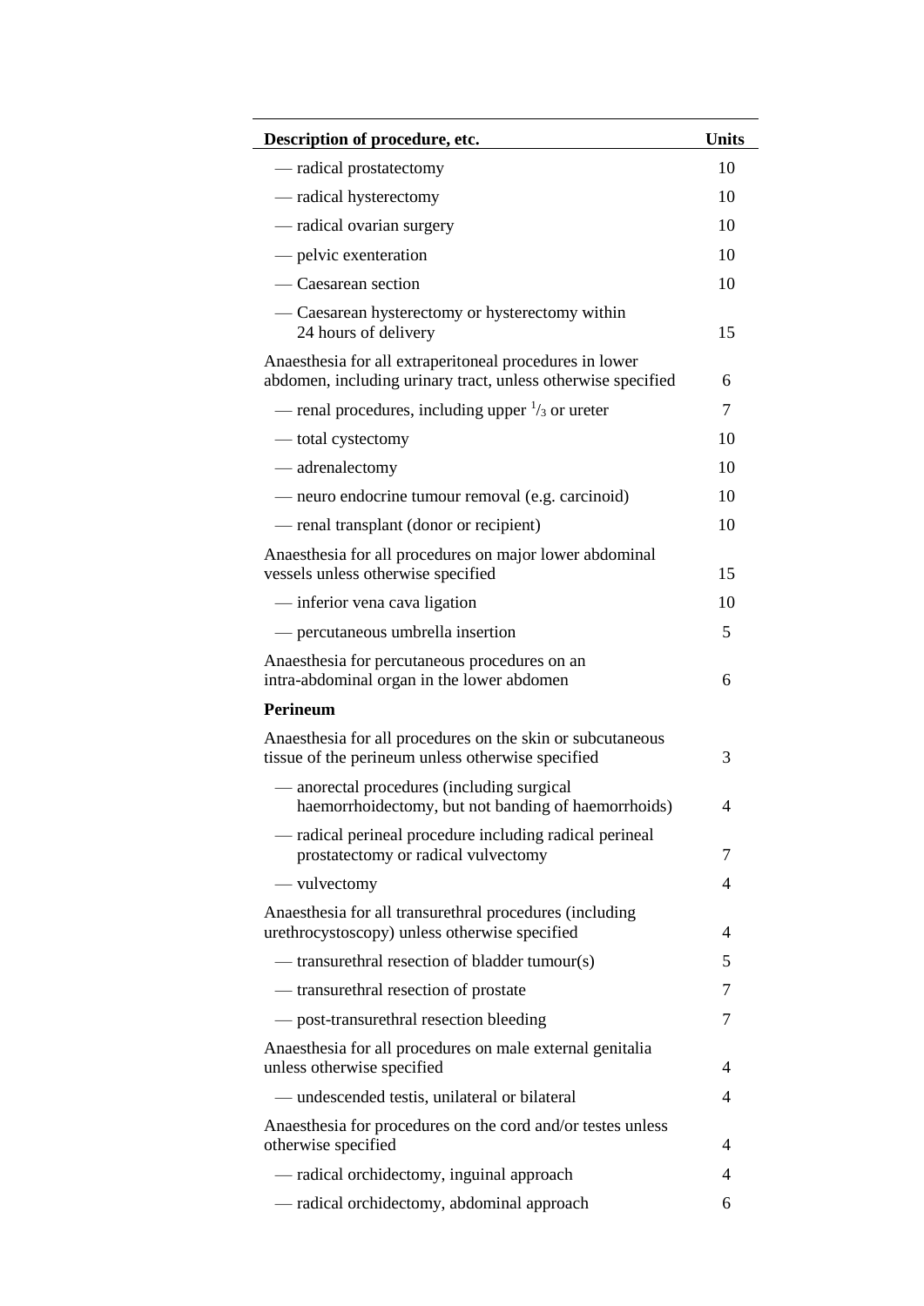| Description of procedure, etc. | Units |
|---|---|
| — radical prostatectomy | 10 |
| — radical hysterectomy | 10 |
| — radical ovarian surgery | 10 |
| — pelvic exenteration | 10 |
| — Caesarean section | 10 |
| — Caesarean hysterectomy or hysterectomy within 24 hours of delivery | 15 |
| Anaesthesia for all extraperitoneal procedures in lower abdomen, including urinary tract, unless otherwise specified | 6 |
| — renal procedures, including upper 1/3 or ureter | 7 |
| — total cystectomy | 10 |
| — adrenalectomy | 10 |
| — neuro endocrine tumour removal (e.g. carcinoid) | 10 |
| — renal transplant (donor or recipient) | 10 |
| Anaesthesia for all procedures on major lower abdominal vessels unless otherwise specified | 15 |
| — inferior vena cava ligation | 10 |
| — percutaneous umbrella insertion | 5 |
| Anaesthesia for percutaneous procedures on an intra-abdominal organ in the lower abdomen | 6 |
| **Perineum** | |
| Anaesthesia for all procedures on the skin or subcutaneous tissue of the perineum unless otherwise specified | 3 |
| — anorectal procedures (including surgical haemorrhoidectomy, but not banding of haemorrhoids) | 4 |
| — radical perineal procedure including radical perineal prostatectomy or radical vulvectomy | 7 |
| — vulvectomy | 4 |
| Anaesthesia for all transurethral procedures (including urethrocystoscopy) unless otherwise specified | 4 |
| — transurethral resection of bladder tumour(s) | 5 |
| — transurethral resection of prostate | 7 |
| — post-transurethral resection bleeding | 7 |
| Anaesthesia for all procedures on male external genitalia unless otherwise specified | 4 |
| — undescended testis, unilateral or bilateral | 4 |
| Anaesthesia for procedures on the cord and/or testes unless otherwise specified | 4 |
| — radical orchidectomy, inguinal approach | 4 |
| — radical orchidectomy, abdominal approach | 6 |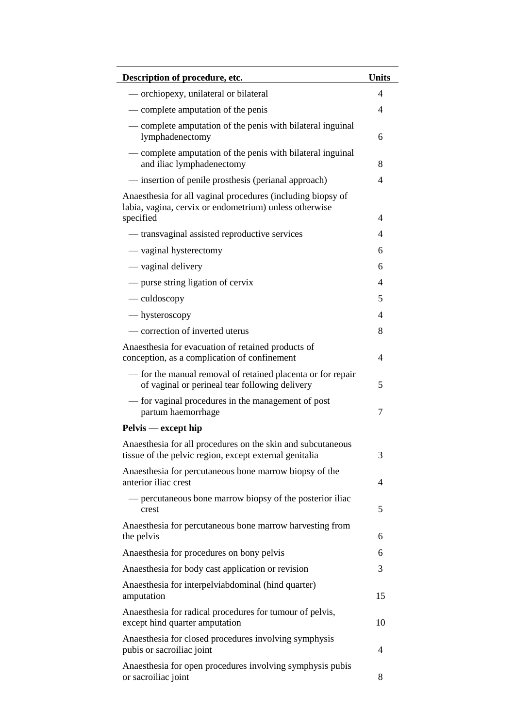| Description of procedure, etc. | Units |
|---|---|
| — orchiopexy, unilateral or bilateral | 4 |
| — complete amputation of the penis | 4 |
| — complete amputation of the penis with bilateral inguinal lymphadenectomy | 6 |
| — complete amputation of the penis with bilateral inguinal and iliac lymphadenectomy | 8 |
| — insertion of penile prosthesis (perianal approach) | 4 |
| Anaesthesia for all vaginal procedures (including biopsy of labia, vagina, cervix or endometrium) unless otherwise specified | 4 |
| — transvaginal assisted reproductive services | 4 |
| — vaginal hysterectomy | 6 |
| — vaginal delivery | 6 |
| — purse string ligation of cervix | 4 |
| — culdoscopy | 5 |
| — hysteroscopy | 4 |
| — correction of inverted uterus | 8 |
| Anaesthesia for evacuation of retained products of conception, as a complication of confinement | 4 |
| — for the manual removal of retained placenta or for repair of vaginal or perineal tear following delivery | 5 |
| — for vaginal procedures in the management of post partum haemorrhage | 7 |
| **Pelvis — except hip** | |
| Anaesthesia for all procedures on the skin and subcutaneous tissue of the pelvic region, except external genitalia | 3 |
| Anaesthesia for percutaneous bone marrow biopsy of the anterior iliac crest | 4 |
| — percutaneous bone marrow biopsy of the posterior iliac crest | 5 |
| Anaesthesia for percutaneous bone marrow harvesting from the pelvis | 6 |
| Anaesthesia for procedures on bony pelvis | 6 |
| Anaesthesia for body cast application or revision | 3 |
| Anaesthesia for interpelviabdominal (hind quarter) amputation | 15 |
| Anaesthesia for radical procedures for tumour of pelvis, except hind quarter amputation | 10 |
| Anaesthesia for closed procedures involving symphysis pubis or sacroiliac joint | 4 |
| Anaesthesia for open procedures involving symphysis pubis or sacroiliac joint | 8 |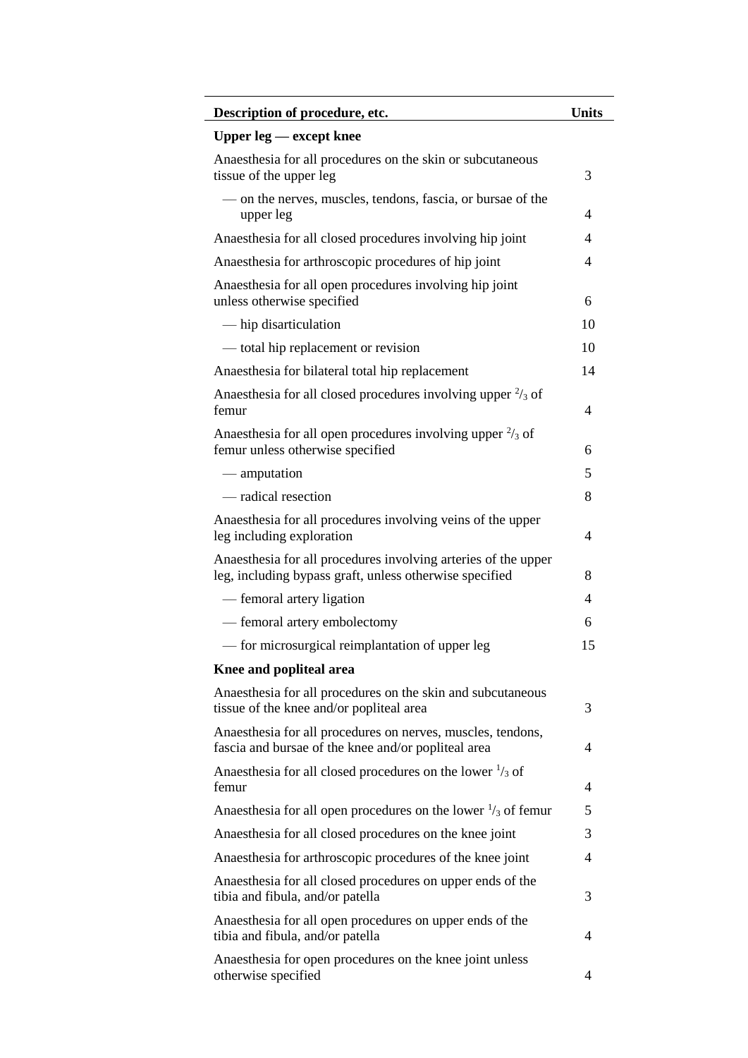| Description of procedure, etc. | Units |
| --- | --- |
| **Upper leg — except knee** | |
| Anaesthesia for all procedures on the skin or subcutaneous tissue of the upper leg | 3 |
| — on the nerves, muscles, tendons, fascia, or bursae of the upper leg | 4 |
| Anaesthesia for all closed procedures involving hip joint | 4 |
| Anaesthesia for arthroscopic procedures of hip joint | 4 |
| Anaesthesia for all open procedures involving hip joint unless otherwise specified | 6 |
| — hip disarticulation | 10 |
| — total hip replacement or revision | 10 |
| Anaesthesia for bilateral total hip replacement | 14 |
| Anaesthesia for all closed procedures involving upper $^{2}/_{3}$ of femur | 4 |
| Anaesthesia for all open procedures involving upper $^{2}/_{3}$ of femur unless otherwise specified | 6 |
| — amputation | 5 |
| — radical resection | 8 |
| Anaesthesia for all procedures involving veins of the upper leg including exploration | 4 |
| Anaesthesia for all procedures involving arteries of the upper leg, including bypass graft, unless otherwise specified | 8 |
| — femoral artery ligation | 4 |
| — femoral artery embolectomy | 6 |
| — for microsurgical reimplantation of upper leg | 15 |
| **Knee and popliteal area** | |
| Anaesthesia for all procedures on the skin and subcutaneous tissue of the knee and/or popliteal area | 3 |
| Anaesthesia for all procedures on nerves, muscles, tendons, fascia and bursae of the knee and/or popliteal area | 4 |
| Anaesthesia for all closed procedures on the lower $^{1}/_{3}$ of femur | 4 |
| Anaesthesia for all open procedures on the lower $^{1}/_{3}$ of femur | 5 |
| Anaesthesia for all closed procedures on the knee joint | 3 |
| Anaesthesia for arthroscopic procedures of the knee joint | 4 |
| Anaesthesia for all closed procedures on upper ends of the tibia and fibula, and/or patella | 3 |
| Anaesthesia for all open procedures on upper ends of the tibia and fibula, and/or patella | 4 |
| Anaesthesia for open procedures on the knee joint unless otherwise specified | 4 |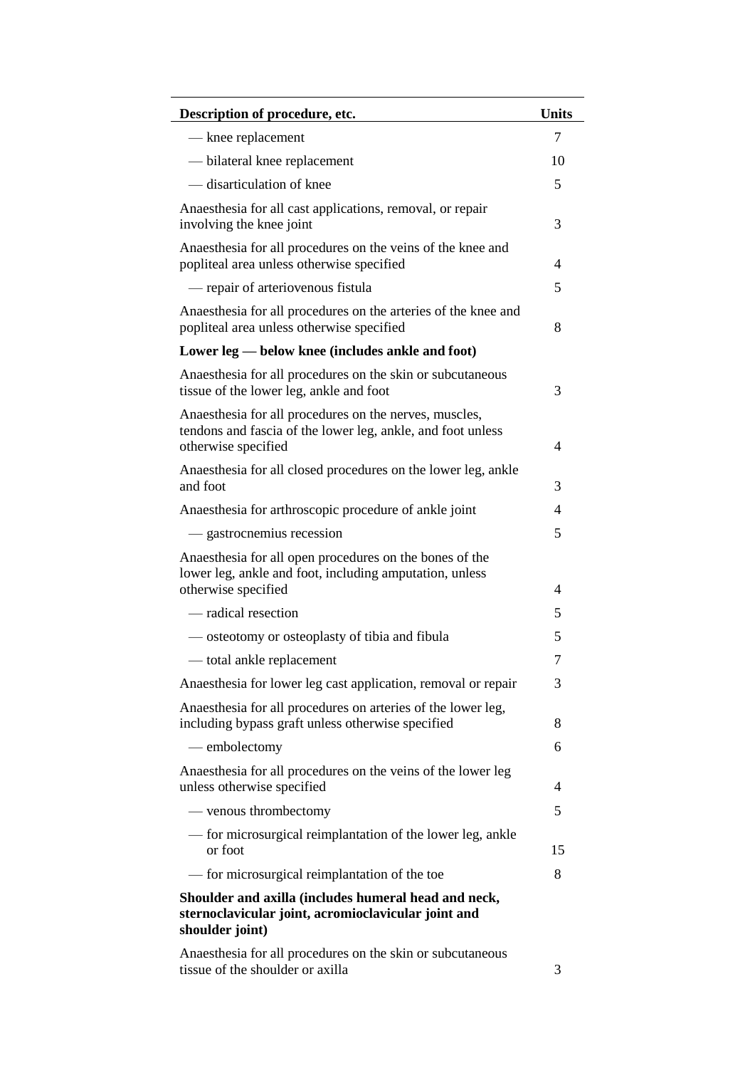| Description of procedure, etc. | Units |
|---|---|
| — knee replacement | 7 |
| — bilateral knee replacement | 10 |
| — disarticulation of knee | 5 |
| Anaesthesia for all cast applications, removal, or repair involving the knee joint | 3 |
| Anaesthesia for all procedures on the veins of the knee and popliteal area unless otherwise specified | 4 |
| — repair of arteriovenous fistula | 5 |
| Anaesthesia for all procedures on the arteries of the knee and popliteal area unless otherwise specified | 8 |
| **Lower leg — below knee (includes ankle and foot)** | |
| Anaesthesia for all procedures on the skin or subcutaneous tissue of the lower leg, ankle and foot | 3 |
| Anaesthesia for all procedures on the nerves, muscles, tendons and fascia of the lower leg, ankle, and foot unless otherwise specified | 4 |
| Anaesthesia for all closed procedures on the lower leg, ankle and foot | 3 |
| Anaesthesia for arthroscopic procedure of ankle joint | 4 |
| — gastrocnemius recession | 5 |
| Anaesthesia for all open procedures on the bones of the lower leg, ankle and foot, including amputation, unless otherwise specified | 4 |
| — radical resection | 5 |
| — osteotomy or osteoplasty of tibia and fibula | 5 |
| — total ankle replacement | 7 |
| Anaesthesia for lower leg cast application, removal or repair | 3 |
| Anaesthesia for all procedures on arteries of the lower leg, including bypass graft unless otherwise specified | 8 |
| — embolectomy | 6 |
| Anaesthesia for all procedures on the veins of the lower leg unless otherwise specified | 4 |
| — venous thrombectomy | 5 |
| — for microsurgical reimplantation of the lower leg, ankle or foot | 15 |
| — for microsurgical reimplantation of the toe | 8 |
| **Shoulder and axilla (includes humeral head and neck, sternoclavicular joint, acromioclavicular joint and shoulder joint)** | |
| Anaesthesia for all procedures on the skin or subcutaneous tissue of the shoulder or axilla | 3 |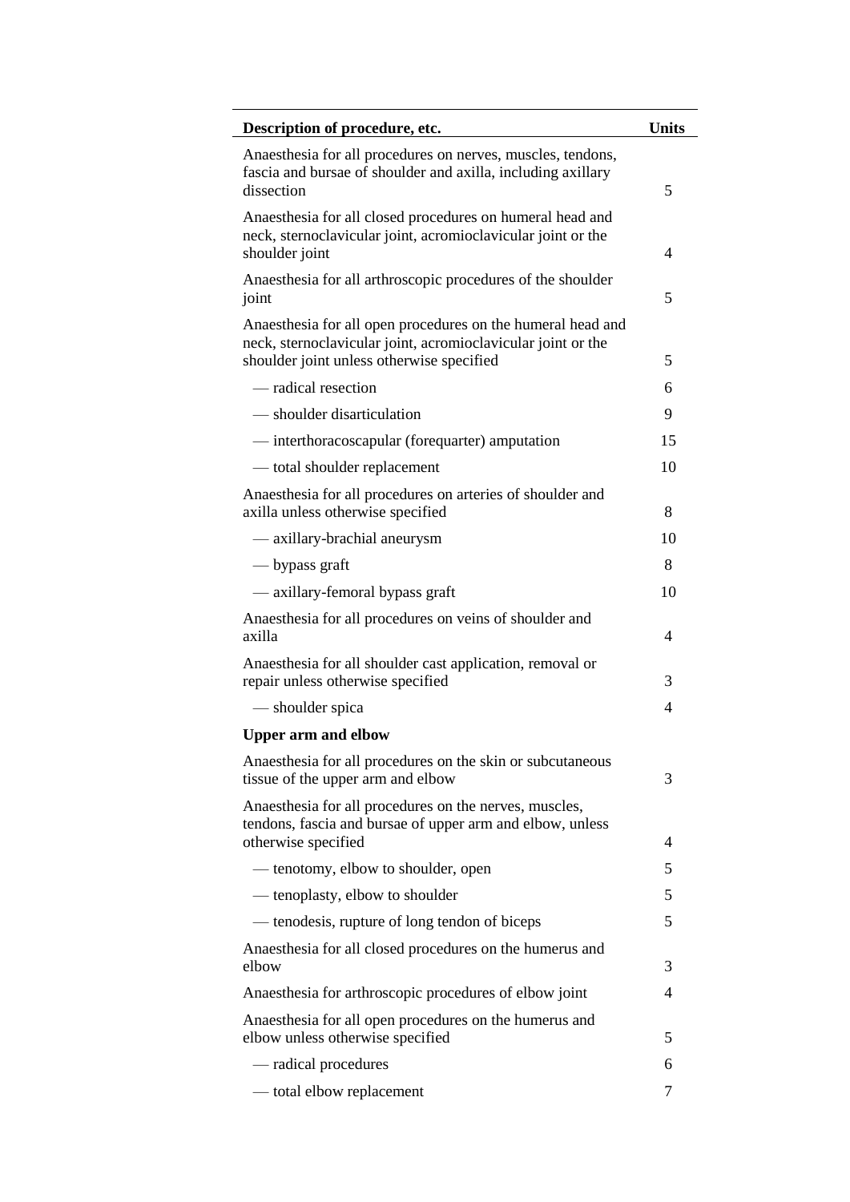| Description of procedure, etc. | Units |
|---|---|
| Anaesthesia for all procedures on nerves, muscles, tendons, fascia and bursae of shoulder and axilla, including axillary dissection | 5 |
| Anaesthesia for all closed procedures on humeral head and neck, sternoclavicular joint, acromioclavicular joint or the shoulder joint | 4 |
| Anaesthesia for all arthroscopic procedures of the shoulder joint | 5 |
| Anaesthesia for all open procedures on the humeral head and neck, sternoclavicular joint, acromioclavicular joint or the shoulder joint unless otherwise specified | 5 |
| — radical resection | 6 |
| — shoulder disarticulation | 9 |
| — interthoracoscapular (forequarter) amputation | 15 |
| — total shoulder replacement | 10 |
| Anaesthesia for all procedures on arteries of shoulder and axilla unless otherwise specified | 8 |
| — axillary-brachial aneurysm | 10 |
| — bypass graft | 8 |
| — axillary-femoral bypass graft | 10 |
| Anaesthesia for all procedures on veins of shoulder and axilla | 4 |
| Anaesthesia for all shoulder cast application, removal or repair unless otherwise specified | 3 |
| — shoulder spica | 4 |
| **Upper arm and elbow** | |
| Anaesthesia for all procedures on the skin or subcutaneous tissue of the upper arm and elbow | 3 |
| Anaesthesia for all procedures on the nerves, muscles, tendons, fascia and bursae of upper arm and elbow, unless otherwise specified | 4 |
| — tenotomy, elbow to shoulder, open | 5 |
| — tenoplasty, elbow to shoulder | 5 |
| — tenodesis, rupture of long tendon of biceps | 5 |
| Anaesthesia for all closed procedures on the humerus and elbow | 3 |
| Anaesthesia for arthroscopic procedures of elbow joint | 4 |
| Anaesthesia for all open procedures on the humerus and elbow unless otherwise specified | 5 |
| — radical procedures | 6 |
| — total elbow replacement | 7 |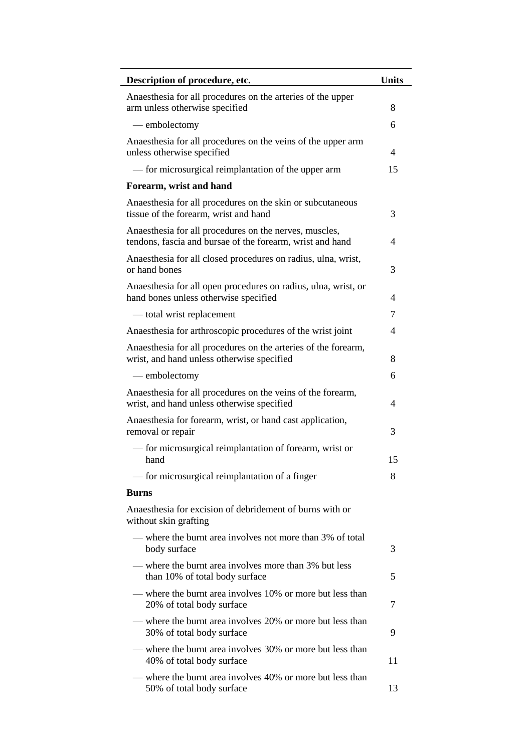| Description of procedure, etc. | Units |
|---|---|
| Anaesthesia for all procedures on the arteries of the upper arm unless otherwise specified | 8 |
| — embolectomy | 6 |
| Anaesthesia for all procedures on the veins of the upper arm unless otherwise specified | 4 |
| — for microsurgical reimplantation of the upper arm | 15 |
| **Forearm, wrist and hand** | |
| Anaesthesia for all procedures on the skin or subcutaneous tissue of the forearm, wrist and hand | 3 |
| Anaesthesia for all procedures on the nerves, muscles, tendons, fascia and bursae of the forearm, wrist and hand | 4 |
| Anaesthesia for all closed procedures on radius, ulna, wrist, or hand bones | 3 |
| Anaesthesia for all open procedures on radius, ulna, wrist, or hand bones unless otherwise specified | 4 |
| — total wrist replacement | 7 |
| Anaesthesia for arthroscopic procedures of the wrist joint | 4 |
| Anaesthesia for all procedures on the arteries of the forearm, wrist, and hand unless otherwise specified | 8 |
| — embolectomy | 6 |
| Anaesthesia for all procedures on the veins of the forearm, wrist, and hand unless otherwise specified | 4 |
| Anaesthesia for forearm, wrist, or hand cast application, removal or repair | 3 |
| — for microsurgical reimplantation of forearm, wrist or hand | 15 |
| — for microsurgical reimplantation of a finger | 8 |
| **Burns** | |
| Anaesthesia for excision of debridement of burns with or without skin grafting | |
| — where the burnt area involves not more than 3% of total body surface | 3 |
| — where the burnt area involves more than 3% but less than 10% of total body surface | 5 |
| — where the burnt area involves 10% or more but less than 20% of total body surface | 7 |
| — where the burnt area involves 20% or more but less than 30% of total body surface | 9 |
| — where the burnt area involves 30% or more but less than 40% of total body surface | 11 |
| — where the burnt area involves 40% or more but less than 50% of total body surface | 13 |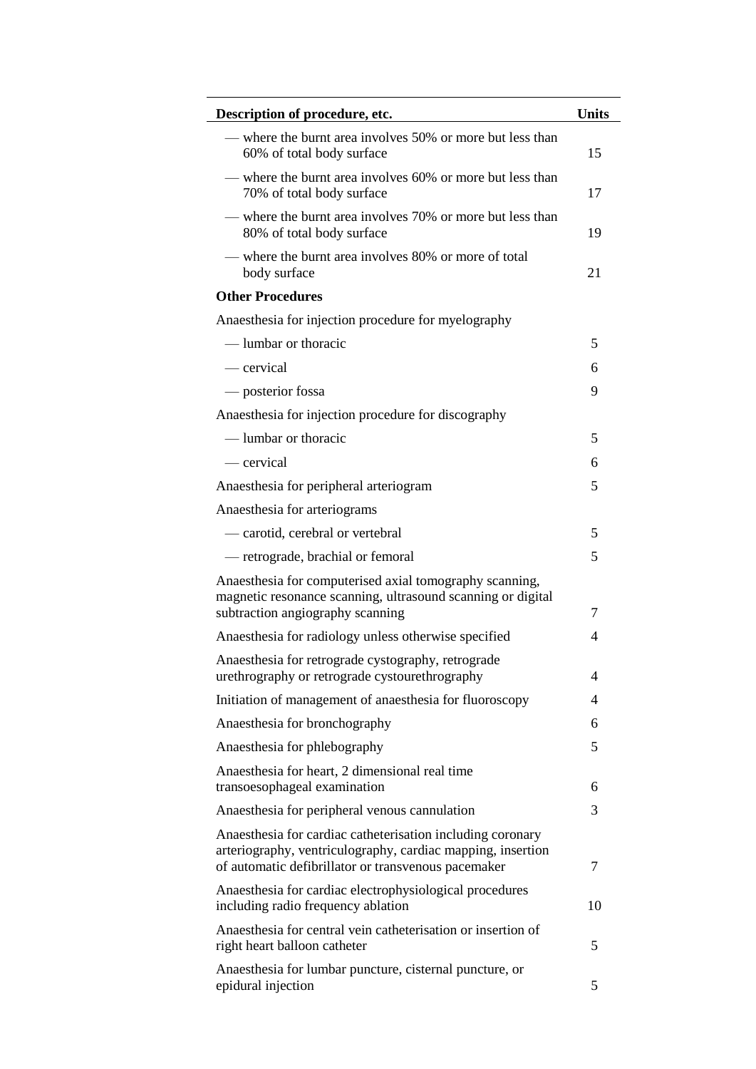| Description of procedure, etc. | Units |
| --- | --- |
| — where the burnt area involves 50% or more but less than 60% of total body surface | 15 |
| — where the burnt area involves 60% or more but less than 70% of total body surface | 17 |
| — where the burnt area involves 70% or more but less than 80% of total body surface | 19 |
| — where the burnt area involves 80% or more of total body surface | 21 |
| **Other Procedures** | |
| Anaesthesia for injection procedure for myelography | |
| — lumbar or thoracic | 5 |
| — cervical | 6 |
| — posterior fossa | 9 |
| Anaesthesia for injection procedure for discography | |
| — lumbar or thoracic | 5 |
| — cervical | 6 |
| Anaesthesia for peripheral arteriogram | 5 |
| Anaesthesia for arteriograms | |
| — carotid, cerebral or vertebral | 5 |
| — retrograde, brachial or femoral | 5 |
| Anaesthesia for computerised axial tomography scanning, magnetic resonance scanning, ultrasound scanning or digital subtraction angiography scanning | 7 |
| Anaesthesia for radiology unless otherwise specified | 4 |
| Anaesthesia for retrograde cystography, retrograde urethrography or retrograde cystourethrography | 4 |
| Initiation of management of anaesthesia for fluoroscopy | 4 |
| Anaesthesia for bronchography | 6 |
| Anaesthesia for phlebography | 5 |
| Anaesthesia for heart, 2 dimensional real time transoesophageal examination | 6 |
| Anaesthesia for peripheral venous cannulation | 3 |
| Anaesthesia for cardiac catheterisation including coronary arteriography, ventriculography, cardiac mapping, insertion of automatic defibrillator or transvenous pacemaker | 7 |
| Anaesthesia for cardiac electrophysiological procedures including radio frequency ablation | 10 |
| Anaesthesia for central vein catheterisation or insertion of right heart balloon catheter | 5 |
| Anaesthesia for lumbar puncture, cisternal puncture, or epidural injection | 5 |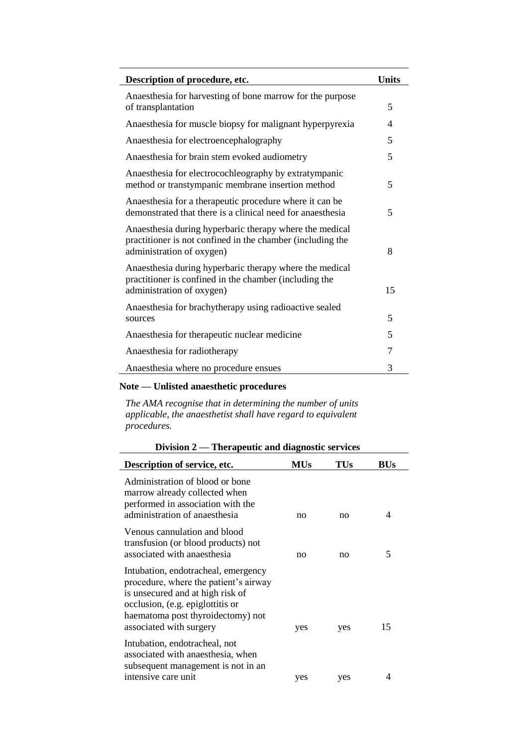| Description of procedure, etc. | Units |
| --- | --- |
| Anaesthesia for harvesting of bone marrow for the purpose of transplantation | 5 |
| Anaesthesia for muscle biopsy for malignant hyperpyrexia | 4 |
| Anaesthesia for electroencephalography | 5 |
| Anaesthesia for brain stem evoked audiometry | 5 |
| Anaesthesia for electrocochleography by extratympanic method or transtympanic membrane insertion method | 5 |
| Anaesthesia for a therapeutic procedure where it can be demonstrated that there is a clinical need for anaesthesia | 5 |
| Anaesthesia during hyperbaric therapy where the medical practitioner is not confined in the chamber (including the administration of oxygen) | 8 |
| Anaesthesia during hyperbaric therapy where the medical practitioner is confined in the chamber (including the administration of oxygen) | 15 |
| Anaesthesia for brachytherapy using radioactive sealed sources | 5 |
| Anaesthesia for therapeutic nuclear medicine | 5 |
| Anaesthesia for radiotherapy | 7 |
| Anaesthesia where no procedure ensues | 3 |

**Note — Unlisted anaesthetic procedures**

*The AMA recognise that in determining the number of units applicable, the anaesthetist shall have regard to equivalent procedures.*

**Division 2 — Therapeutic and diagnostic services**

| Description of service, etc. | MUs | TUs | BUs |
| --- | --- | --- | --- |
| Administration of blood or bone marrow already collected when performed in association with the administration of anaesthesia | no | no | 4 |
| Venous cannulation and blood transfusion (or blood products) not associated with anaesthesia | no | no | 5 |
| Intubation, endotracheal, emergency procedure, where the patient's airway is unsecured and at high risk of occlusion, (e.g. epiglottitis or haematoma post thyroidectomy) not associated with surgery | yes | yes | 15 |
| Intubation, endotracheal, not associated with anaesthesia, when subsequent management is not in an intensive care unit | yes | yes | 4 |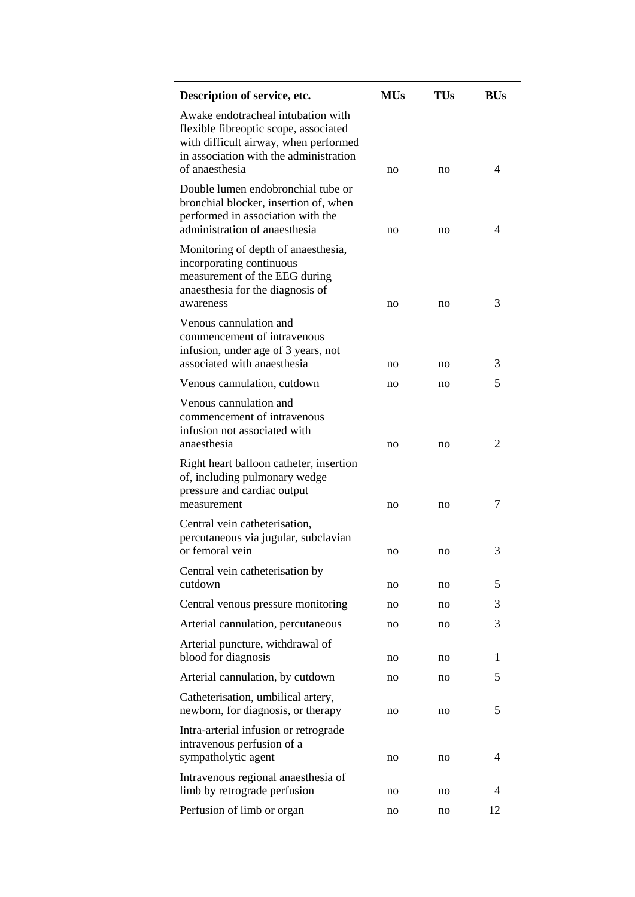| Description of service, etc. | MUs | TUs | BUs |
| --- | --- | --- | --- |
| Awake endotracheal intubation with flexible fibreoptic scope, associated with difficult airway, when performed in association with the administration of anaesthesia | no | no | 4 |
| Double lumen endobronchial tube or bronchial blocker, insertion of, when performed in association with the administration of anaesthesia | no | no | 4 |
| Monitoring of depth of anaesthesia, incorporating continuous measurement of the EEG during anaesthesia for the diagnosis of awareness | no | no | 3 |
| Venous cannulation and commencement of intravenous infusion, under age of 3 years, not associated with anaesthesia | no | no | 3 |
| Venous cannulation, cutdown | no | no | 5 |
| Venous cannulation and commencement of intravenous infusion not associated with anaesthesia | no | no | 2 |
| Right heart balloon catheter, insertion of, including pulmonary wedge pressure and cardiac output measurement | no | no | 7 |
| Central vein catheterisation, percutaneous via jugular, subclavian or femoral vein | no | no | 3 |
| Central vein catheterisation by cutdown | no | no | 5 |
| Central venous pressure monitoring | no | no | 3 |
| Arterial cannulation, percutaneous | no | no | 3 |
| Arterial puncture, withdrawal of blood for diagnosis | no | no | 1 |
| Arterial cannulation, by cutdown | no | no | 5 |
| Catheterisation, umbilical artery, newborn, for diagnosis, or therapy | no | no | 5 |
| Intra-arterial infusion or retrograde intravenous perfusion of a sympatholytic agent | no | no | 4 |
| Intravenous regional anaesthesia of limb by retrograde perfusion | no | no | 4 |
| Perfusion of limb or organ | no | no | 12 |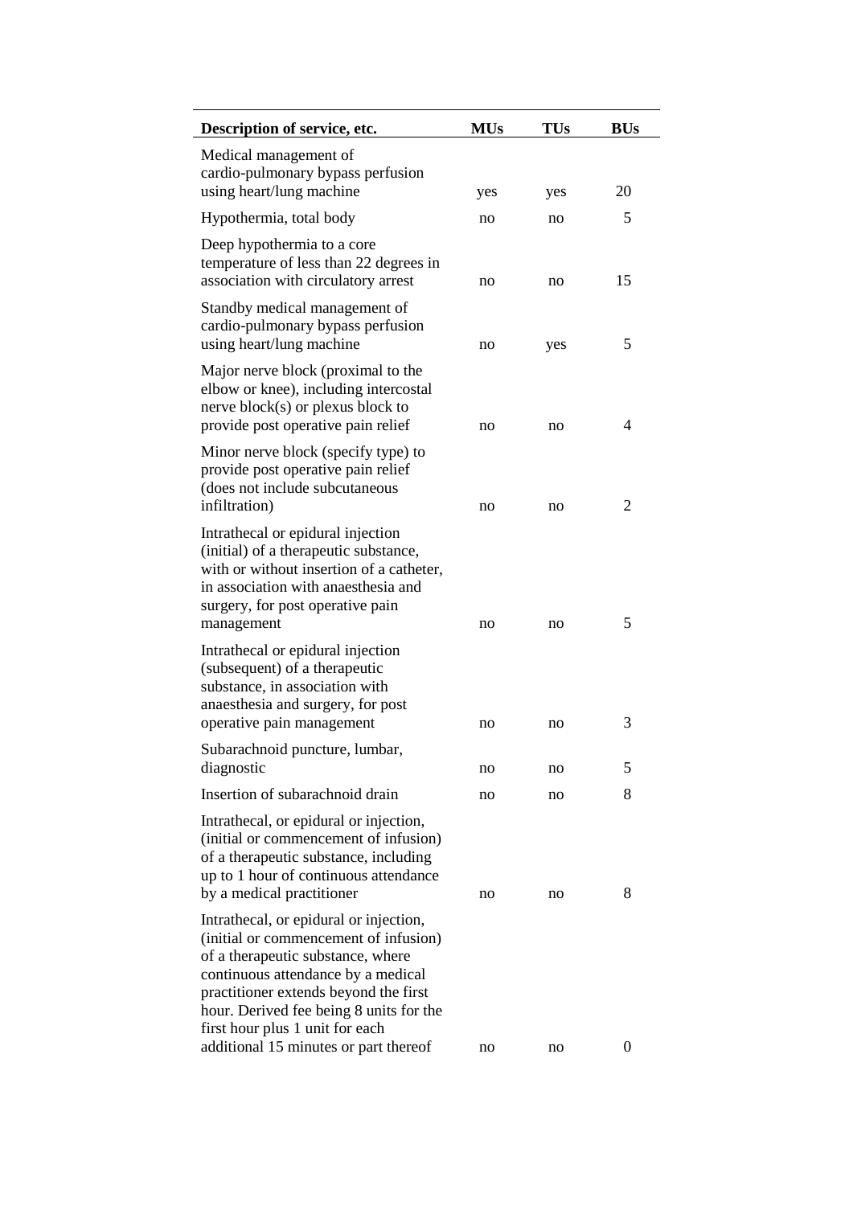| Description of service, etc. | MUs | TUs | BUs |
|---|---|---|---|
| Medical management of cardio-pulmonary bypass perfusion using heart/lung machine | yes | yes | 20 |
| Hypothermia, total body | no | no | 5 |
| Deep hypothermia to a core temperature of less than 22 degrees in association with circulatory arrest | no | no | 15 |
| Standby medical management of cardio-pulmonary bypass perfusion using heart/lung machine | no | yes | 5 |
| Major nerve block (proximal to the elbow or knee), including intercostal nerve block(s) or plexus block to provide post operative pain relief | no | no | 4 |
| Minor nerve block (specify type) to provide post operative pain relief (does not include subcutaneous infiltration) | no | no | 2 |
| Intrathecal or epidural injection (initial) of a therapeutic substance, with or without insertion of a catheter, in association with anaesthesia and surgery, for post operative pain management | no | no | 5 |
| Intrathecal or epidural injection (subsequent) of a therapeutic substance, in association with anaesthesia and surgery, for post operative pain management | no | no | 3 |
| Subarachnoid puncture, lumbar, diagnostic | no | no | 5 |
| Insertion of subarachnoid drain | no | no | 8 |
| Intrathecal, or epidural or injection, (initial or commencement of infusion) of a therapeutic substance, including up to 1 hour of continuous attendance by a medical practitioner | no | no | 8 |
| Intrathecal, or epidural or injection, (initial or commencement of infusion) of a therapeutic substance, where continuous attendance by a medical practitioner extends beyond the first hour. Derived fee being 8 units for the first hour plus 1 unit for each additional 15 minutes or part thereof | no | no | 0 |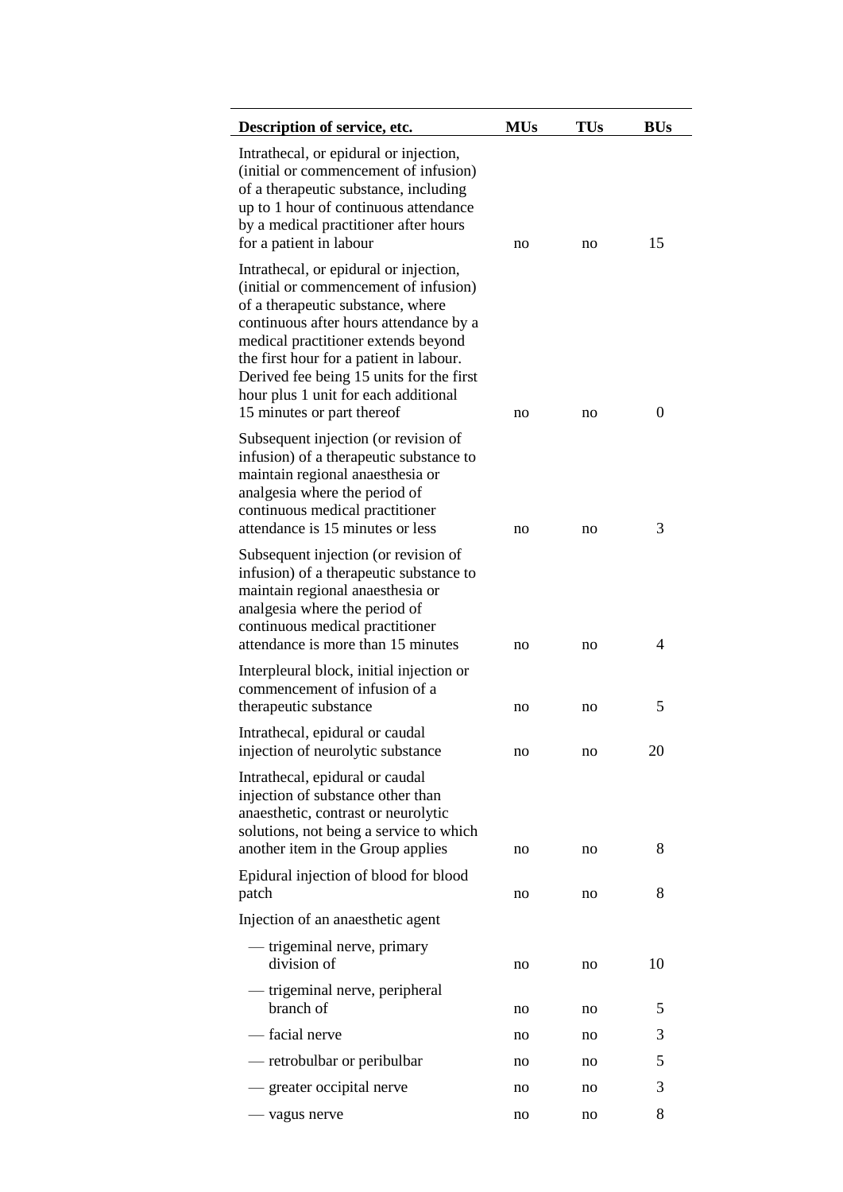| Description of service, etc. | MUs | TUs | BUs |
|---|---|---|---|
| Intrathecal, or epidural or injection, (initial or commencement of infusion) of a therapeutic substance, including up to 1 hour of continuous attendance by a medical practitioner after hours for a patient in labour | no | no | 15 |
| Intrathecal, or epidural or injection, (initial or commencement of infusion) of a therapeutic substance, where continuous after hours attendance by a medical practitioner extends beyond the first hour for a patient in labour. Derived fee being 15 units for the first hour plus 1 unit for each additional 15 minutes or part thereof | no | no | 0 |
| Subsequent injection (or revision of infusion) of a therapeutic substance to maintain regional anaesthesia or analgesia where the period of continuous medical practitioner attendance is 15 minutes or less | no | no | 3 |
| Subsequent injection (or revision of infusion) of a therapeutic substance to maintain regional anaesthesia or analgesia where the period of continuous medical practitioner attendance is more than 15 minutes | no | no | 4 |
| Interpleural block, initial injection or commencement of infusion of a therapeutic substance | no | no | 5 |
| Intrathecal, epidural or caudal injection of neurolytic substance | no | no | 20 |
| Intrathecal, epidural or caudal injection of substance other than anaesthetic, contrast or neurolytic solutions, not being a service to which another item in the Group applies | no | no | 8 |
| Epidural injection of blood for blood patch | no | no | 8 |
| Injection of an anaesthetic agent | | | |
| — trigeminal nerve, primary division of | no | no | 10 |
| — trigeminal nerve, peripheral branch of | no | no | 5 |
| — facial nerve | no | no | 3 |
| — retrobulbar or peribulbar | no | no | 5 |
| — greater occipital nerve | no | no | 3 |
| — vagus nerve | no | no | 8 |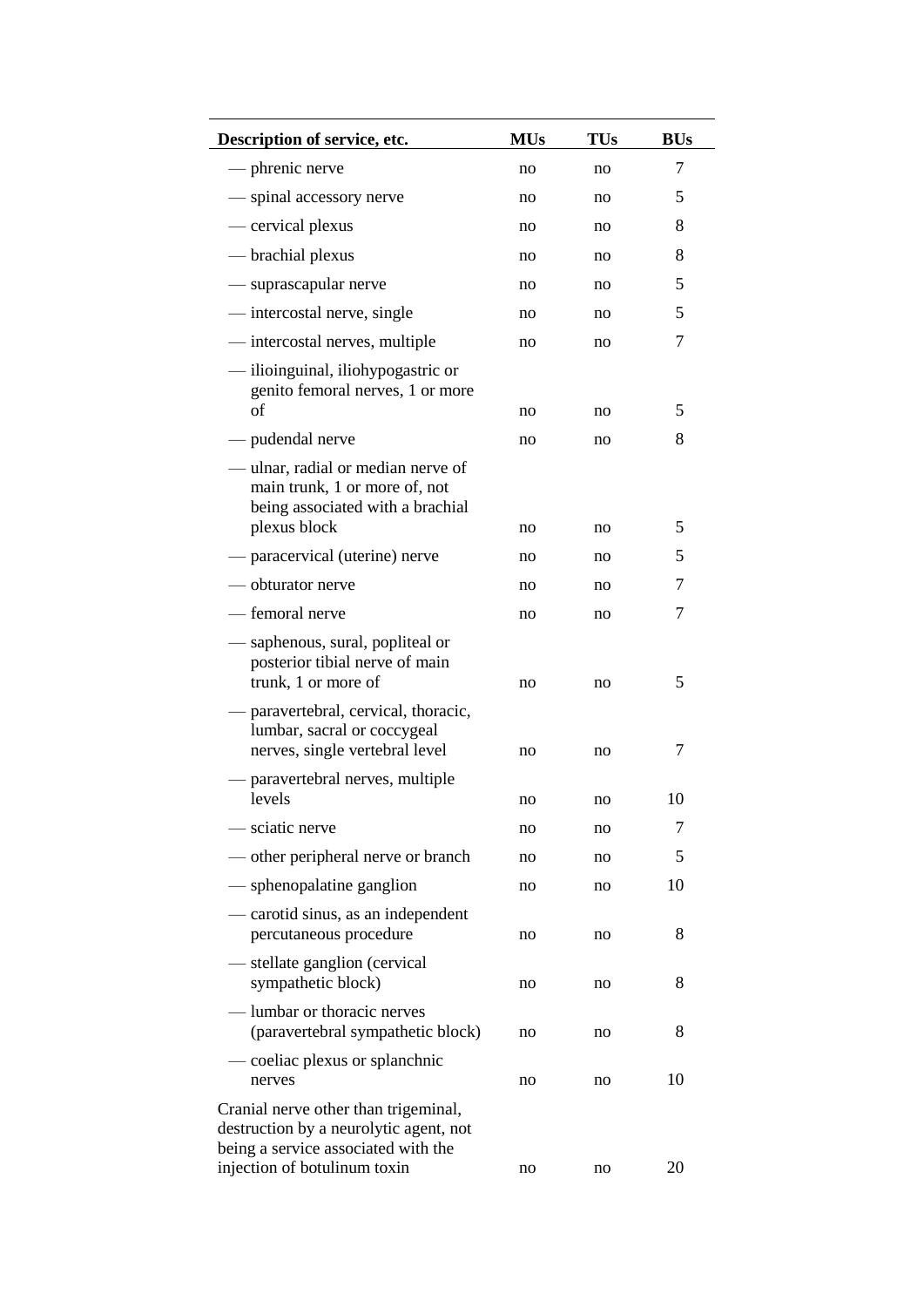| Description of service, etc. | MUs | TUs | BUs |
|---|---|---|---|
| — phrenic nerve | no | no | 7 |
| — spinal accessory nerve | no | no | 5 |
| — cervical plexus | no | no | 8 |
| — brachial plexus | no | no | 8 |
| — suprascapular nerve | no | no | 5 |
| — intercostal nerve, single | no | no | 5 |
| — intercostal nerves, multiple | no | no | 7 |
| — ilioinguinal, iliohypogastric or genito femoral nerves, 1 or more of | no | no | 5 |
| — pudendal nerve | no | no | 8 |
| — ulnar, radial or median nerve of main trunk, 1 or more of, not being associated with a brachial plexus block | no | no | 5 |
| — paracervical (uterine) nerve | no | no | 5 |
| — obturator nerve | no | no | 7 |
| — femoral nerve | no | no | 7 |
| — saphenous, sural, popliteal or posterior tibial nerve of main trunk, 1 or more of | no | no | 5 |
| — paravertebral, cervical, thoracic, lumbar, sacral or coccygeal nerves, single vertebral level | no | no | 7 |
| — paravertebral nerves, multiple levels | no | no | 10 |
| — sciatic nerve | no | no | 7 |
| — other peripheral nerve or branch | no | no | 5 |
| — sphenopalatine ganglion | no | no | 10 |
| — carotid sinus, as an independent percutaneous procedure | no | no | 8 |
| — stellate ganglion (cervical sympathetic block) | no | no | 8 |
| — lumbar or thoracic nerves (paravertebral sympathetic block) | no | no | 8 |
| — coeliac plexus or splanchnic nerves | no | no | 10 |
| Cranial nerve other than trigeminal, destruction by a neurolytic agent, not being a service associated with the injection of botulinum toxin | no | no | 20 |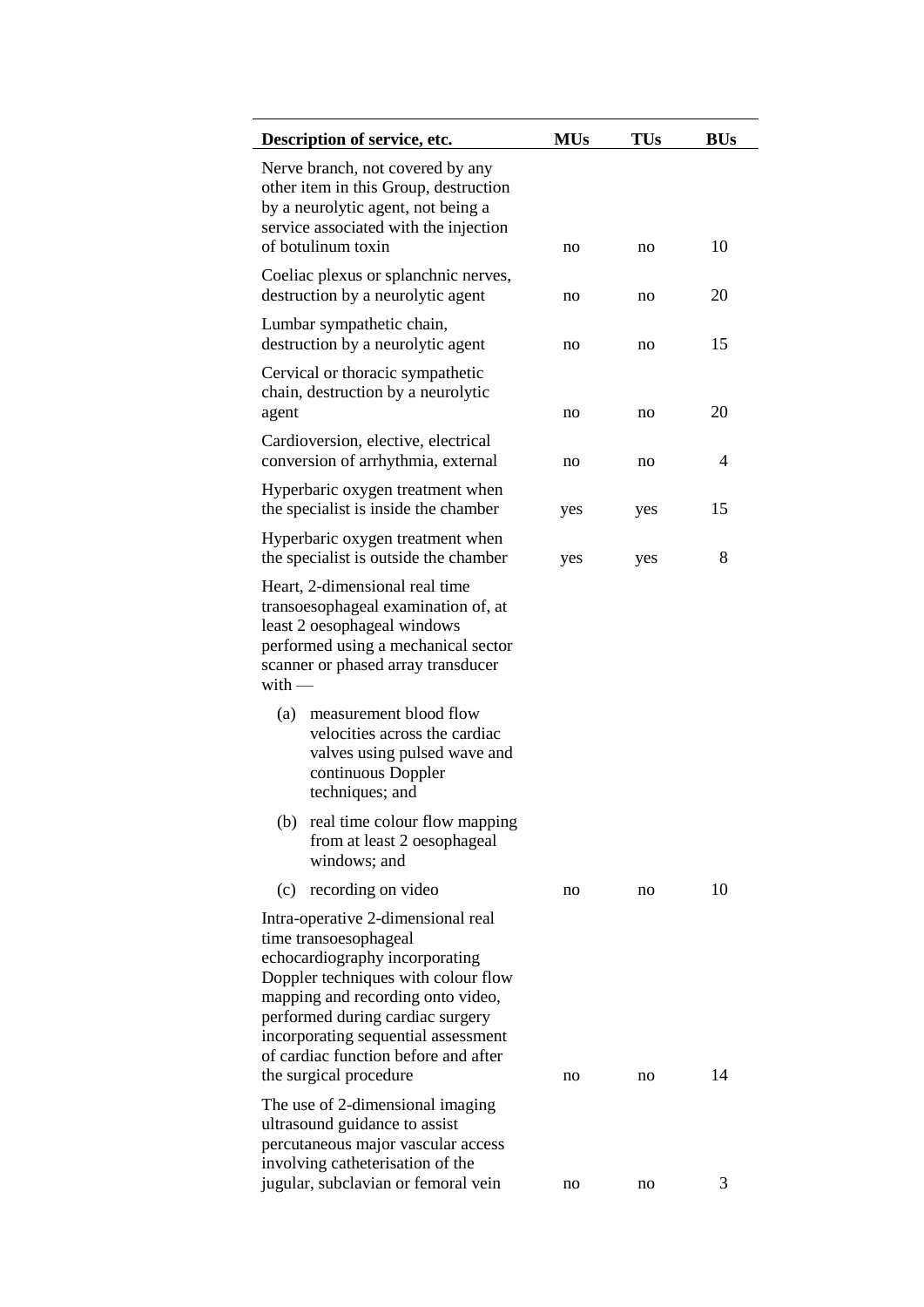| Description of service, etc. | MUs | TUs | BUs |
|---|---|---|---|
| Nerve branch, not covered by any other item in this Group, destruction by a neurolytic agent, not being a service associated with the injection of botulinum toxin | no | no | 10 |
| Coeliac plexus or splanchnic nerves, destruction by a neurolytic agent | no | no | 20 |
| Lumbar sympathetic chain, destruction by a neurolytic agent | no | no | 15 |
| Cervical or thoracic sympathetic chain, destruction by a neurolytic agent | no | no | 20 |
| Cardioversion, elective, electrical conversion of arrhythmia, external | no | no | 4 |
| Hyperbaric oxygen treatment when the specialist is inside the chamber | yes | yes | 15 |
| Hyperbaric oxygen treatment when the specialist is outside the chamber | yes | yes | 8 |
| Heart, 2-dimensional real time transoesophageal examination of, at least 2 oesophageal windows performed using a mechanical sector scanner or phased array transducer with — (a) measurement blood flow velocities across the cardiac valves using pulsed wave and continuous Doppler techniques; and (b) real time colour flow mapping from at least 2 oesophageal windows; and (c) recording on video | no | no | 10 |
| Intra-operative 2-dimensional real time transoesophageal echocardiography incorporating Doppler techniques with colour flow mapping and recording onto video, performed during cardiac surgery incorporating sequential assessment of cardiac function before and after the surgical procedure | no | no | 14 |
| The use of 2-dimensional imaging ultrasound guidance to assist percutaneous major vascular access involving catheterisation of the jugular, subclavian or femoral vein | no | no | 3 |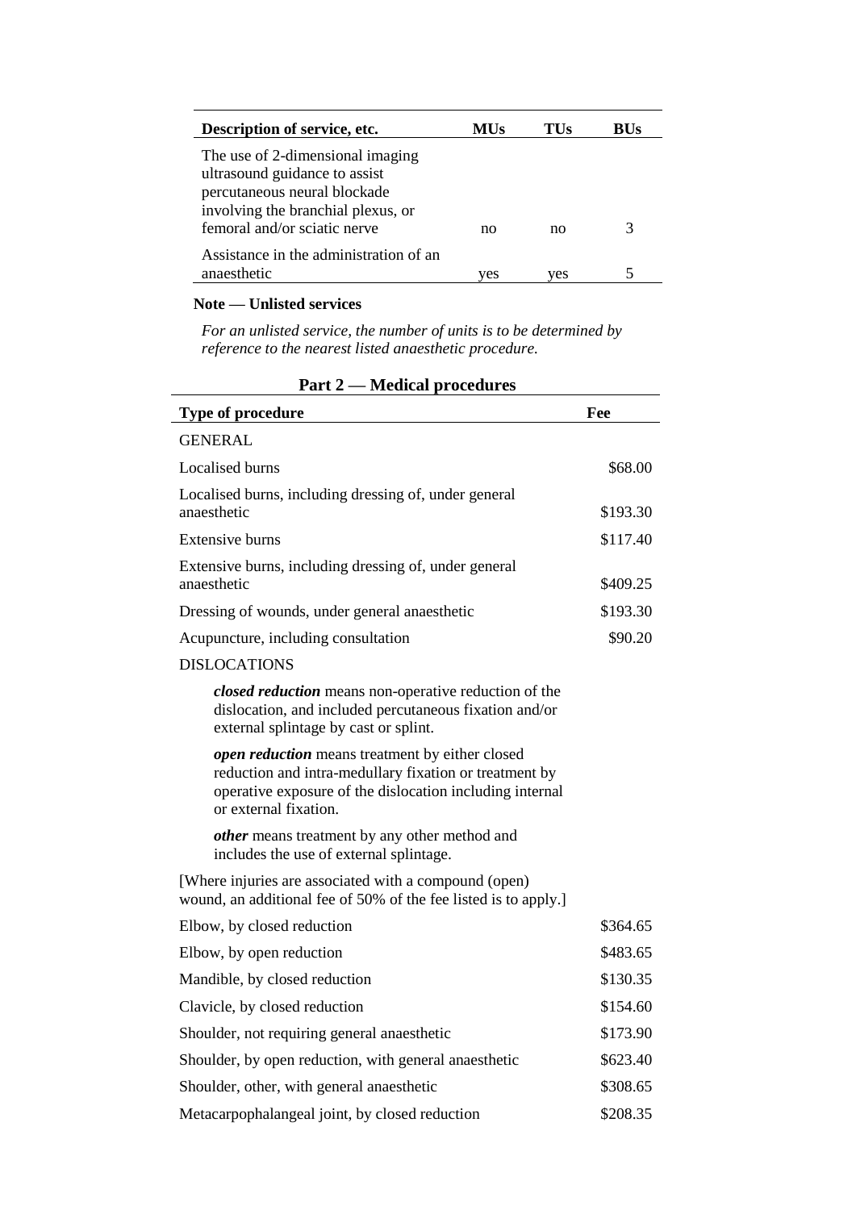| Description of service, etc. | MUs | TUs | BUs |
|---|---|---|---|
| The use of 2-dimensional imaging ultrasound guidance to assist percutaneous neural blockade involving the branchial plexus, or femoral and/or sciatic nerve | no | no | 3 |
| Assistance in the administration of an anaesthetic | yes | yes | 5 |

**Note — Unlisted services**

*For an unlisted service, the number of units is to be determined by reference to the nearest listed anaesthetic procedure.*

## Part 2 — Medical procedures

| Type of procedure | Fee |
|---|---|
| GENERAL | |
| Localised burns | \$68.00 |
| Localised burns, including dressing of, under general anaesthetic | \$193.30 |
| Extensive burns | \$117.40 |
| Extensive burns, including dressing of, under general anaesthetic | \$409.25 |
| Dressing of wounds, under general anaesthetic | \$193.30 |
| Acupuncture, including consultation | \$90.20 |
| DISLOCATIONS | |
| ***closed reduction*** means non-operative reduction of the dislocation, and included percutaneous fixation and/or external splintage by cast or splint. | |
| ***open reduction*** means treatment by either closed reduction and intra-medullary fixation or treatment by operative exposure of the dislocation including internal or external fixation. | |
| ***other*** means treatment by any other method and includes the use of external splintage. | |
| [Where injuries are associated with a compound (open) wound, an additional fee of 50% of the fee listed is to apply.] | |
| Elbow, by closed reduction | \$364.65 |
| Elbow, by open reduction | \$483.65 |
| Mandible, by closed reduction | \$130.35 |
| Clavicle, by closed reduction | \$154.60 |
| Shoulder, not requiring general anaesthetic | \$173.90 |
| Shoulder, by open reduction, with general anaesthetic | \$623.40 |
| Shoulder, other, with general anaesthetic | \$308.65 |
| Metacarpophalangeal joint, by closed reduction | \$208.35 |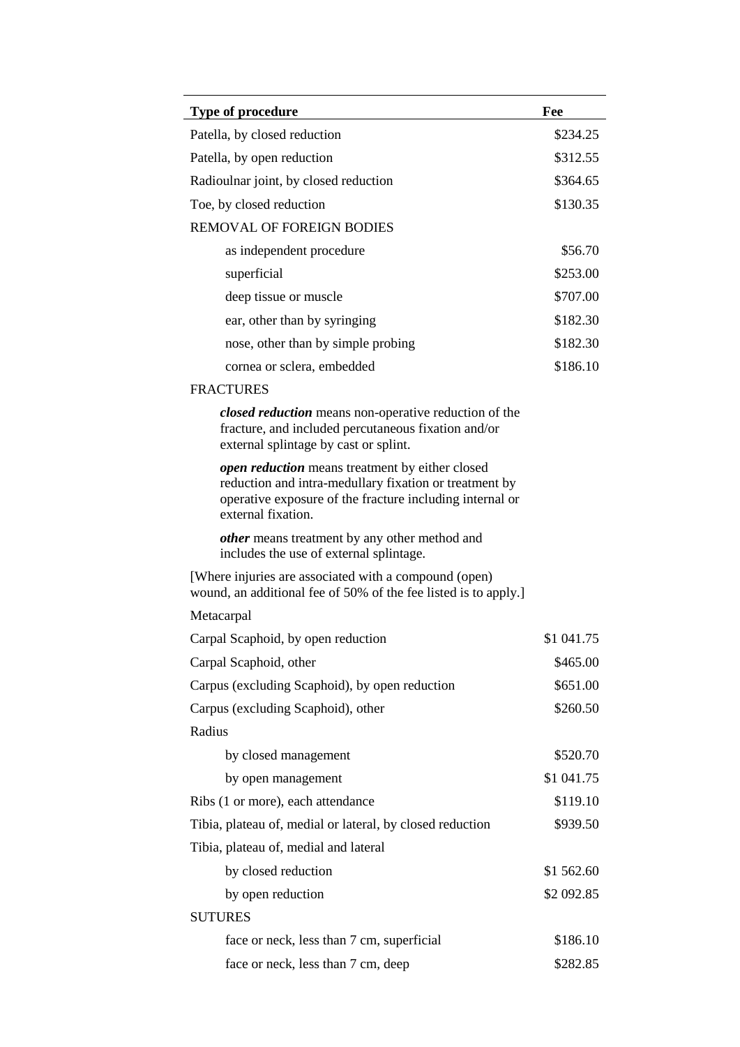| Type of procedure | Fee |
| --- | --- |
| Patella, by closed reduction | $234.25 |
| Patella, by open reduction | $312.55 |
| Radioulnar joint, by closed reduction | $364.65 |
| Toe, by closed reduction | $130.35 |
| REMOVAL OF FOREIGN BODIES | |
| as independent procedure | $56.70 |
| superficial | $253.00 |
| deep tissue or muscle | $707.00 |
| ear, other than by syringing | $182.30 |
| nose, other than by simple probing | $182.30 |
| cornea or sclera, embedded | $186.10 |
| FRACTURES | |
| ***closed reduction*** means non-operative reduction of the fracture, and included percutaneous fixation and/or external splintage by cast or splint. | |
| ***open reduction*** means treatment by either closed reduction and intra-medullary fixation or treatment by operative exposure of the fracture including internal or external fixation. | |
| ***other*** means treatment by any other method and includes the use of external splintage. | |
| [Where injuries are associated with a compound (open) wound, an additional fee of 50% of the fee listed is to apply.] | |
| Metacarpal | |
| Carpal Scaphoid, by open reduction | $1 041.75 |
| Carpal Scaphoid, other | $465.00 |
| Carpus (excluding Scaphoid), by open reduction | $651.00 |
| Carpus (excluding Scaphoid), other | $260.50 |
| Radius | |
| by closed management | $520.70 |
| by open management | $1 041.75 |
| Ribs (1 or more), each attendance | $119.10 |
| Tibia, plateau of, medial or lateral, by closed reduction | $939.50 |
| Tibia, plateau of, medial and lateral | |
| by closed reduction | $1 562.60 |
| by open reduction | $2 092.85 |
| SUTURES | |
| face or neck, less than 7 cm, superficial | $186.10 |
| face or neck, less than 7 cm, deep | $282.85 |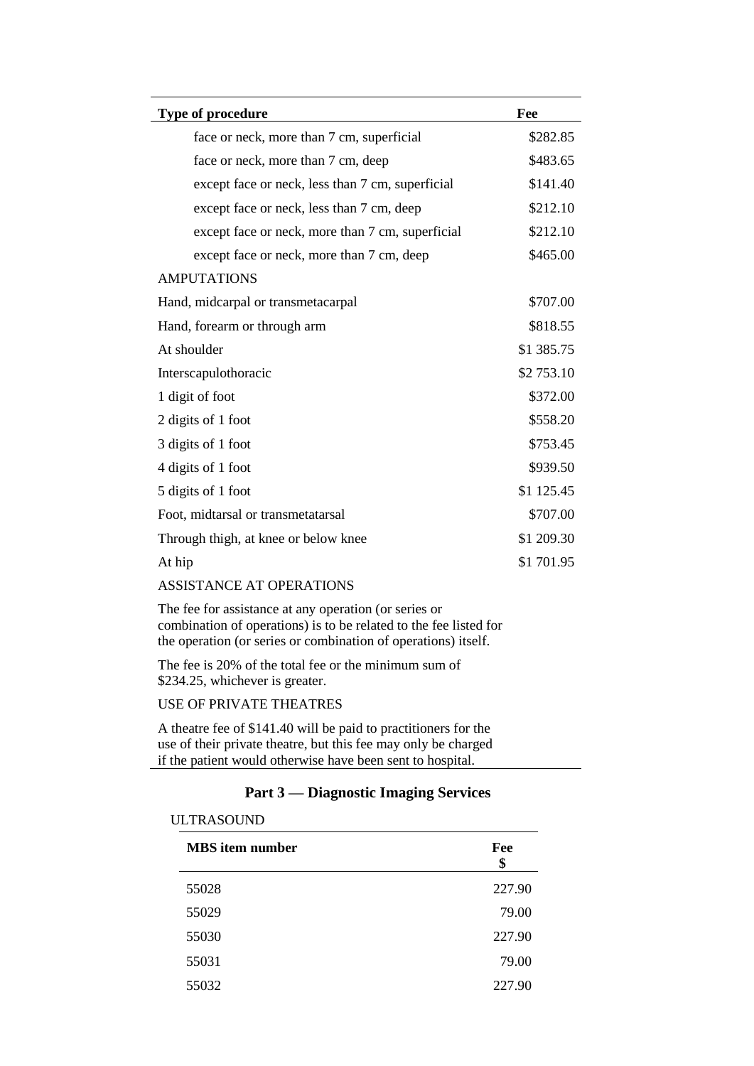| Type of procedure | Fee |
|---|---|
| face or neck, more than 7 cm, superficial | $282.85 |
| face or neck, more than 7 cm, deep | $483.65 |
| except face or neck, less than 7 cm, superficial | $141.40 |
| except face or neck, less than 7 cm, deep | $212.10 |
| except face or neck, more than 7 cm, superficial | $212.10 |
| except face or neck, more than 7 cm, deep | $465.00 |
| AMPUTATIONS | |
| Hand, midcarpal or transmetacarpal | $707.00 |
| Hand, forearm or through arm | $818.55 |
| At shoulder | $1 385.75 |
| Interscapulothoracic | $2 753.10 |
| 1 digit of foot | $372.00 |
| 2 digits of 1 foot | $558.20 |
| 3 digits of 1 foot | $753.45 |
| 4 digits of 1 foot | $939.50 |
| 5 digits of 1 foot | $1 125.45 |
| Foot, midtarsal or transmetatarsal | $707.00 |
| Through thigh, at knee or below knee | $1 209.30 |
| At hip | $1 701.95 |
| ASSISTANCE AT OPERATIONS | |
| The fee for assistance at any operation (or series or combination of operations) is to be related to the fee listed for the operation (or series or combination of operations) itself. | |
| The fee is 20% of the total fee or the minimum sum of $234.25, whichever is greater. | |
| USE OF PRIVATE THEATRES | |
| A theatre fee of $141.40 will be paid to practitioners for the use of their private theatre, but this fee may only be charged if the patient would otherwise have been sent to hospital. | |

## Part 3 — Diagnostic Imaging Services

ULTRASOUND

| MBS item number | Fee $ |
|---|---|
| 55028 | 227.90 |
| 55029 | 79.00 |
| 55030 | 227.90 |
| 55031 | 79.00 |
| 55032 | 227.90 |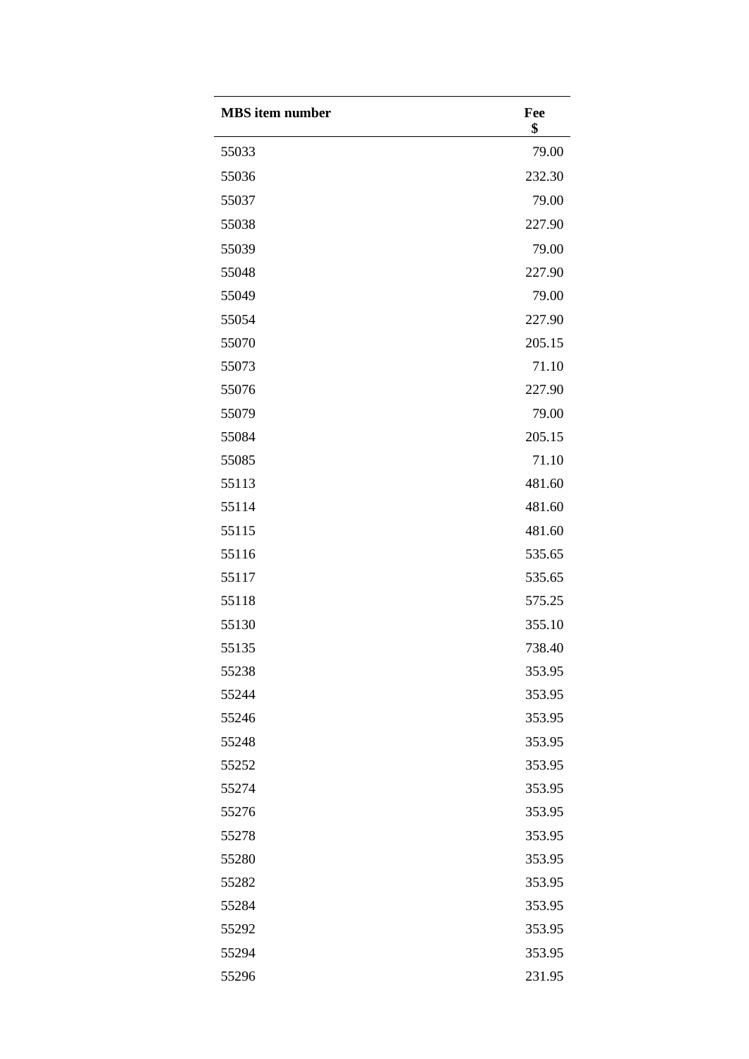| MBS item number | Fee<br>$ |
|---|---|
| 55033 | 79.00 |
| 55036 | 232.30 |
| 55037 | 79.00 |
| 55038 | 227.90 |
| 55039 | 79.00 |
| 55048 | 227.90 |
| 55049 | 79.00 |
| 55054 | 227.90 |
| 55070 | 205.15 |
| 55073 | 71.10 |
| 55076 | 227.90 |
| 55079 | 79.00 |
| 55084 | 205.15 |
| 55085 | 71.10 |
| 55113 | 481.60 |
| 55114 | 481.60 |
| 55115 | 481.60 |
| 55116 | 535.65 |
| 55117 | 535.65 |
| 55118 | 575.25 |
| 55130 | 355.10 |
| 55135 | 738.40 |
| 55238 | 353.95 |
| 55244 | 353.95 |
| 55246 | 353.95 |
| 55248 | 353.95 |
| 55252 | 353.95 |
| 55274 | 353.95 |
| 55276 | 353.95 |
| 55278 | 353.95 |
| 55280 | 353.95 |
| 55282 | 353.95 |
| 55284 | 353.95 |
| 55292 | 353.95 |
| 55294 | 353.95 |
| 55296 | 231.95 |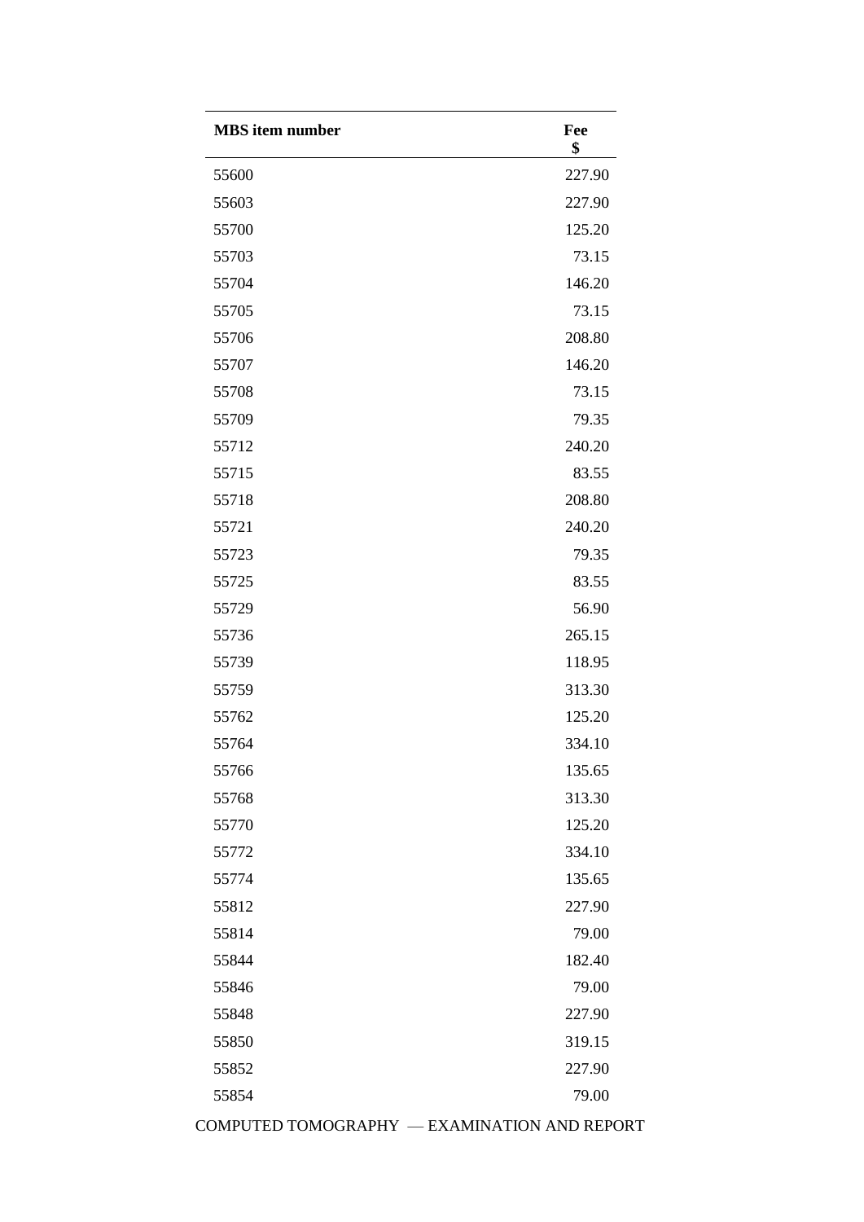| MBS item number | Fee $ |
|---|---|
| 55600 | 227.90 |
| 55603 | 227.90 |
| 55700 | 125.20 |
| 55703 | 73.15 |
| 55704 | 146.20 |
| 55705 | 73.15 |
| 55706 | 208.80 |
| 55707 | 146.20 |
| 55708 | 73.15 |
| 55709 | 79.35 |
| 55712 | 240.20 |
| 55715 | 83.55 |
| 55718 | 208.80 |
| 55721 | 240.20 |
| 55723 | 79.35 |
| 55725 | 83.55 |
| 55729 | 56.90 |
| 55736 | 265.15 |
| 55739 | 118.95 |
| 55759 | 313.30 |
| 55762 | 125.20 |
| 55764 | 334.10 |
| 55766 | 135.65 |
| 55768 | 313.30 |
| 55770 | 125.20 |
| 55772 | 334.10 |
| 55774 | 135.65 |
| 55812 | 227.90 |
| 55814 | 79.00 |
| 55844 | 182.40 |
| 55846 | 79.00 |
| 55848 | 227.90 |
| 55850 | 319.15 |
| 55852 | 227.90 |
| 55854 | 79.00 |

COMPUTED TOMOGRAPHY — EXAMINATION AND REPORT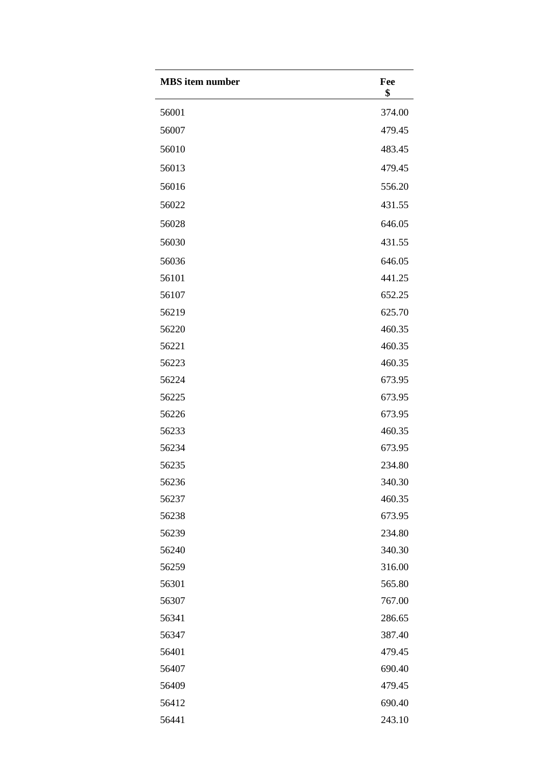| MBS item number | Fee $ |
|---|---|
| 56001 | 374.00 |
| 56007 | 479.45 |
| 56010 | 483.45 |
| 56013 | 479.45 |
| 56016 | 556.20 |
| 56022 | 431.55 |
| 56028 | 646.05 |
| 56030 | 431.55 |
| 56036 | 646.05 |
| 56101 | 441.25 |
| 56107 | 652.25 |
| 56219 | 625.70 |
| 56220 | 460.35 |
| 56221 | 460.35 |
| 56223 | 460.35 |
| 56224 | 673.95 |
| 56225 | 673.95 |
| 56226 | 673.95 |
| 56233 | 460.35 |
| 56234 | 673.95 |
| 56235 | 234.80 |
| 56236 | 340.30 |
| 56237 | 460.35 |
| 56238 | 673.95 |
| 56239 | 234.80 |
| 56240 | 340.30 |
| 56259 | 316.00 |
| 56301 | 565.80 |
| 56307 | 767.00 |
| 56341 | 286.65 |
| 56347 | 387.40 |
| 56401 | 479.45 |
| 56407 | 690.40 |
| 56409 | 479.45 |
| 56412 | 690.40 |
| 56441 | 243.10 |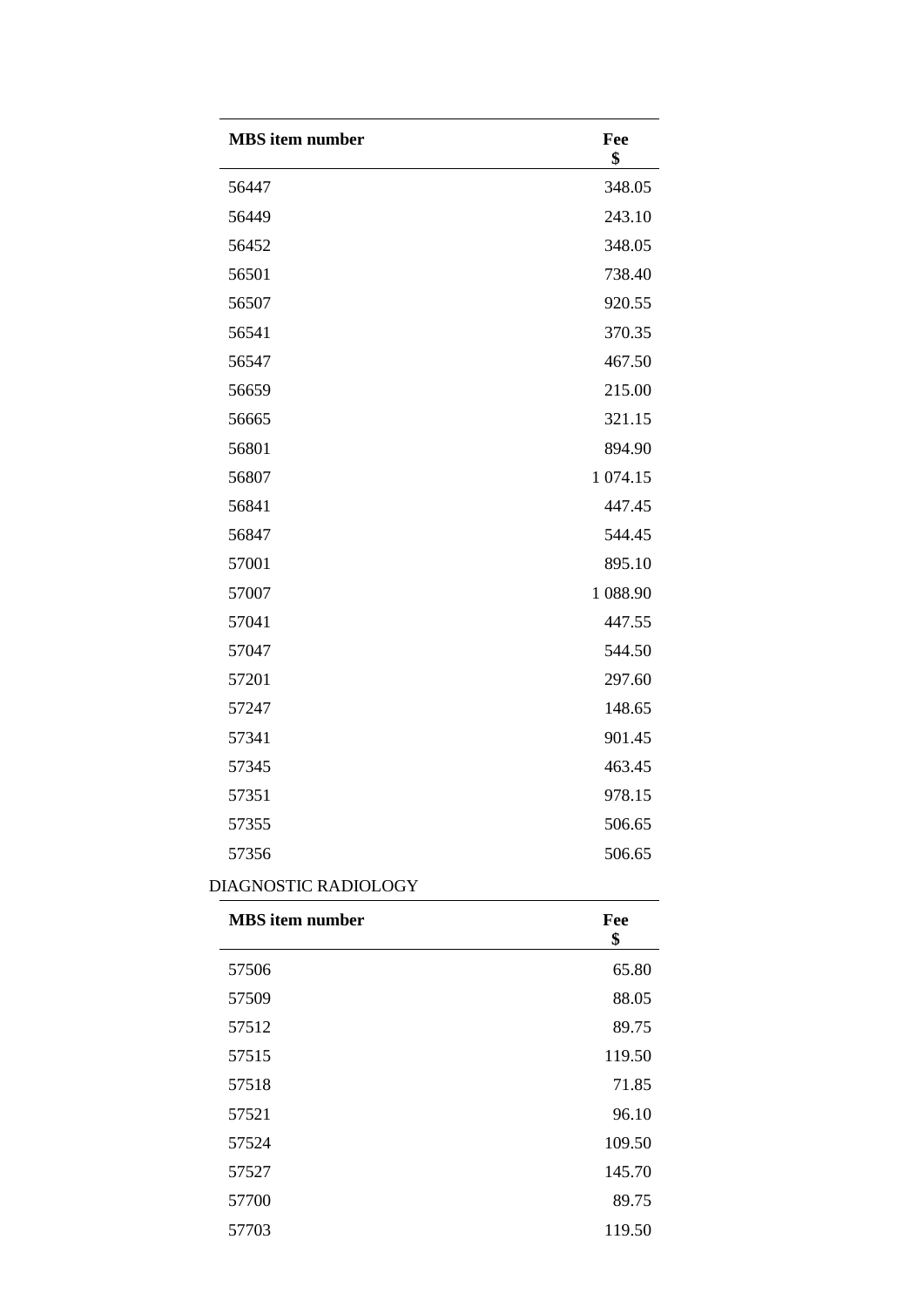| MBS item number | Fee $ |
| --- | --- |
| 56447 | 348.05 |
| 56449 | 243.10 |
| 56452 | 348.05 |
| 56501 | 738.40 |
| 56507 | 920.55 |
| 56541 | 370.35 |
| 56547 | 467.50 |
| 56659 | 215.00 |
| 56665 | 321.15 |
| 56801 | 894.90 |
| 56807 | 1 074.15 |
| 56841 | 447.45 |
| 56847 | 544.45 |
| 57001 | 895.10 |
| 57007 | 1 088.90 |
| 57041 | 447.55 |
| 57047 | 544.50 |
| 57201 | 297.60 |
| 57247 | 148.65 |
| 57341 | 901.45 |
| 57345 | 463.45 |
| 57351 | 978.15 |
| 57355 | 506.65 |
| 57356 | 506.65 |

DIAGNOSTIC RADIOLOGY

| MBS item number | Fee $ |
| --- | --- |
| 57506 | 65.80 |
| 57509 | 88.05 |
| 57512 | 89.75 |
| 57515 | 119.50 |
| 57518 | 71.85 |
| 57521 | 96.10 |
| 57524 | 109.50 |
| 57527 | 145.70 |
| 57700 | 89.75 |
| 57703 | 119.50 |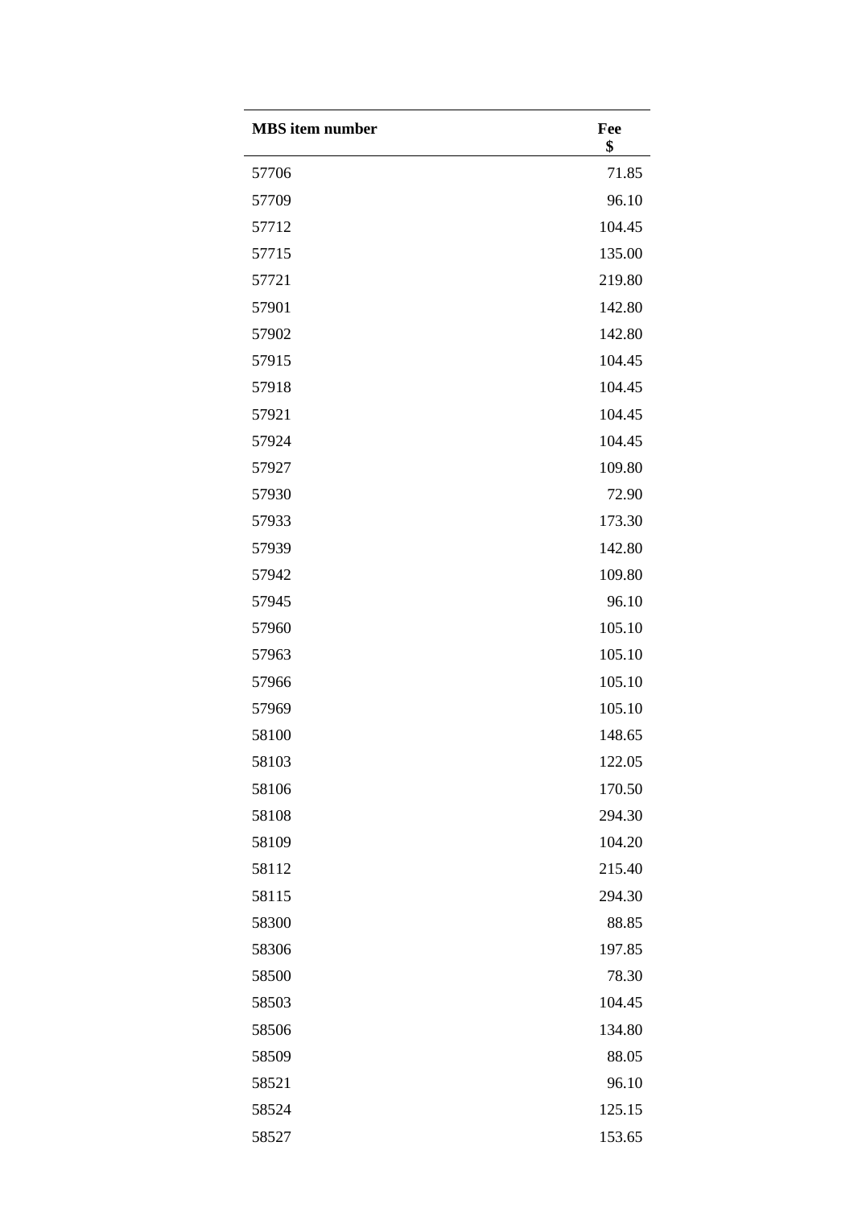| MBS item number | Fee<br>$ |
|---|---|
| 57706 | 71.85 |
| 57709 | 96.10 |
| 57712 | 104.45 |
| 57715 | 135.00 |
| 57721 | 219.80 |
| 57901 | 142.80 |
| 57902 | 142.80 |
| 57915 | 104.45 |
| 57918 | 104.45 |
| 57921 | 104.45 |
| 57924 | 104.45 |
| 57927 | 109.80 |
| 57930 | 72.90 |
| 57933 | 173.30 |
| 57939 | 142.80 |
| 57942 | 109.80 |
| 57945 | 96.10 |
| 57960 | 105.10 |
| 57963 | 105.10 |
| 57966 | 105.10 |
| 57969 | 105.10 |
| 58100 | 148.65 |
| 58103 | 122.05 |
| 58106 | 170.50 |
| 58108 | 294.30 |
| 58109 | 104.20 |
| 58112 | 215.40 |
| 58115 | 294.30 |
| 58300 | 88.85 |
| 58306 | 197.85 |
| 58500 | 78.30 |
| 58503 | 104.45 |
| 58506 | 134.80 |
| 58509 | 88.05 |
| 58521 | 96.10 |
| 58524 | 125.15 |
| 58527 | 153.65 |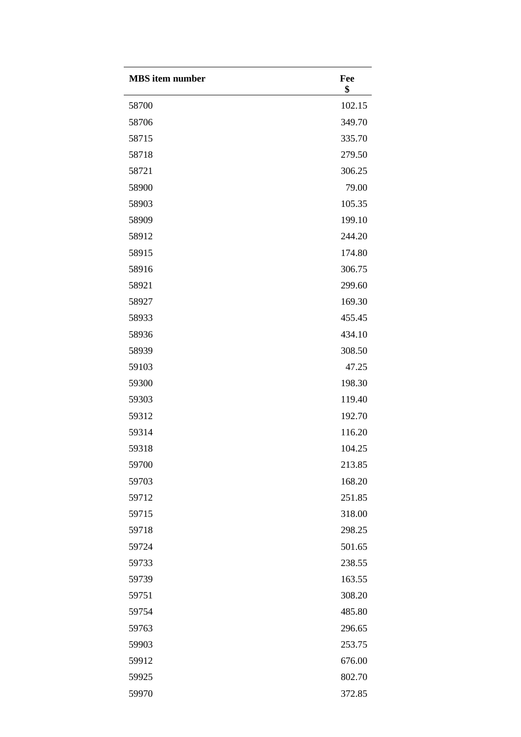| MBS item number | Fee $ |
|---|---|
| 58700 | 102.15 |
| 58706 | 349.70 |
| 58715 | 335.70 |
| 58718 | 279.50 |
| 58721 | 306.25 |
| 58900 | 79.00 |
| 58903 | 105.35 |
| 58909 | 199.10 |
| 58912 | 244.20 |
| 58915 | 174.80 |
| 58916 | 306.75 |
| 58921 | 299.60 |
| 58927 | 169.30 |
| 58933 | 455.45 |
| 58936 | 434.10 |
| 58939 | 308.50 |
| 59103 | 47.25 |
| 59300 | 198.30 |
| 59303 | 119.40 |
| 59312 | 192.70 |
| 59314 | 116.20 |
| 59318 | 104.25 |
| 59700 | 213.85 |
| 59703 | 168.20 |
| 59712 | 251.85 |
| 59715 | 318.00 |
| 59718 | 298.25 |
| 59724 | 501.65 |
| 59733 | 238.55 |
| 59739 | 163.55 |
| 59751 | 308.20 |
| 59754 | 485.80 |
| 59763 | 296.65 |
| 59903 | 253.75 |
| 59912 | 676.00 |
| 59925 | 802.70 |
| 59970 | 372.85 |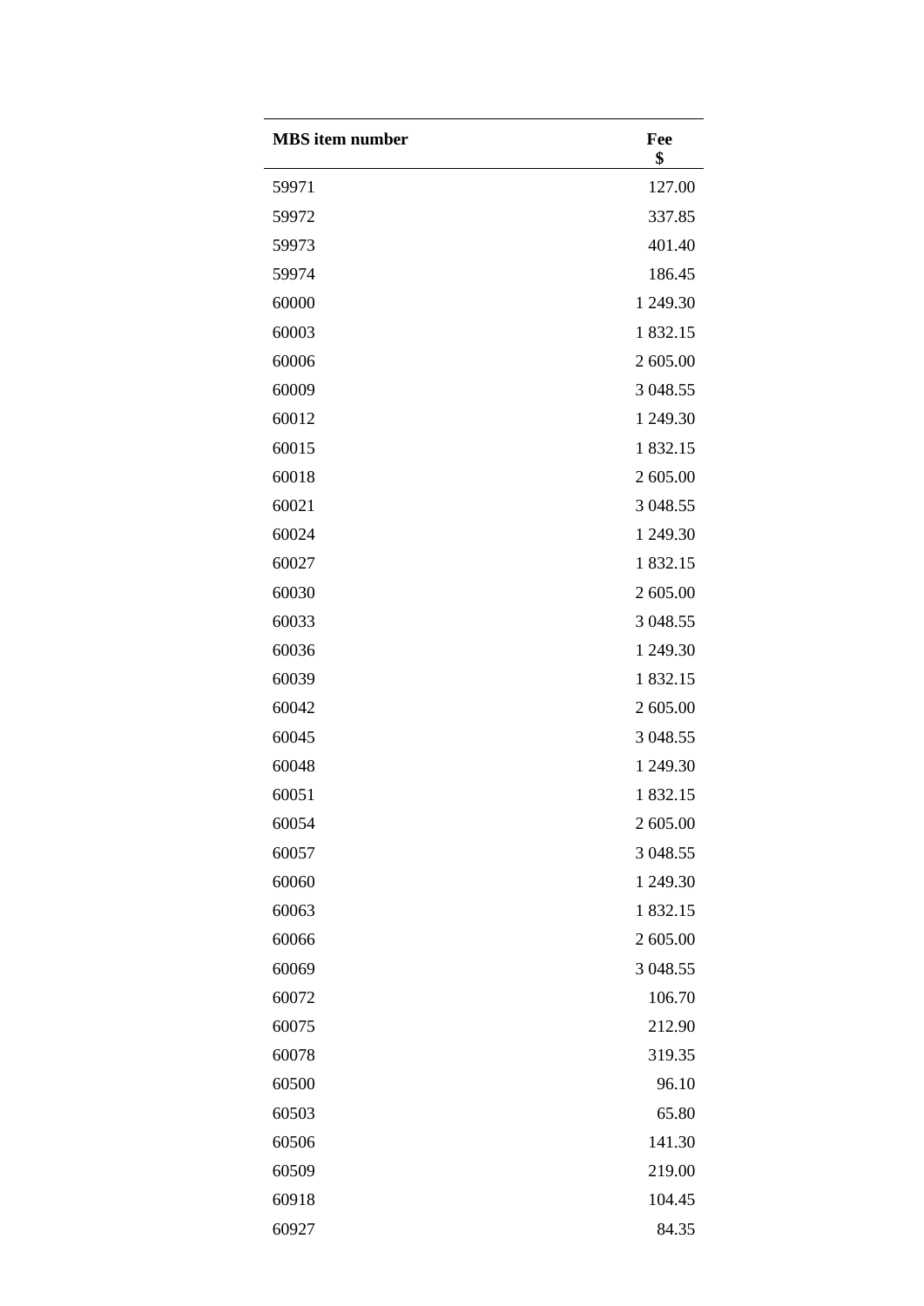| MBS item number | Fee $ |
|---|---|
| 59971 | 127.00 |
| 59972 | 337.85 |
| 59973 | 401.40 |
| 59974 | 186.45 |
| 60000 | 1 249.30 |
| 60003 | 1 832.15 |
| 60006 | 2 605.00 |
| 60009 | 3 048.55 |
| 60012 | 1 249.30 |
| 60015 | 1 832.15 |
| 60018 | 2 605.00 |
| 60021 | 3 048.55 |
| 60024 | 1 249.30 |
| 60027 | 1 832.15 |
| 60030 | 2 605.00 |
| 60033 | 3 048.55 |
| 60036 | 1 249.30 |
| 60039 | 1 832.15 |
| 60042 | 2 605.00 |
| 60045 | 3 048.55 |
| 60048 | 1 249.30 |
| 60051 | 1 832.15 |
| 60054 | 2 605.00 |
| 60057 | 3 048.55 |
| 60060 | 1 249.30 |
| 60063 | 1 832.15 |
| 60066 | 2 605.00 |
| 60069 | 3 048.55 |
| 60072 | 106.70 |
| 60075 | 212.90 |
| 60078 | 319.35 |
| 60500 | 96.10 |
| 60503 | 65.80 |
| 60506 | 141.30 |
| 60509 | 219.00 |
| 60918 | 104.45 |
| 60927 | 84.35 |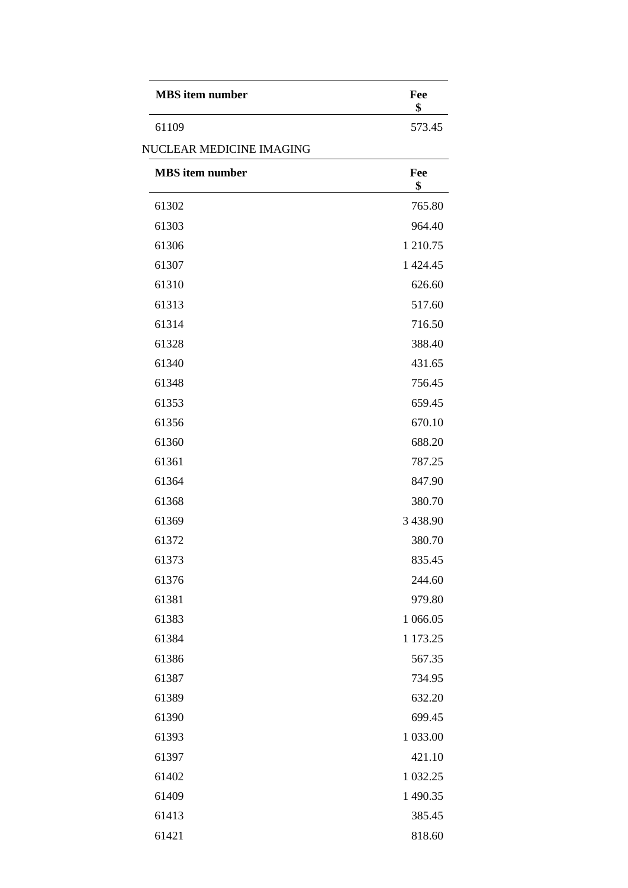| MBS item number | Fee $ |
|---|---|
| 61109 | 573.45 |

NUCLEAR MEDICINE IMAGING

| MBS item number | Fee $ |
|---|---|
| 61302 | 765.80 |
| 61303 | 964.40 |
| 61306 | 1 210.75 |
| 61307 | 1 424.45 |
| 61310 | 626.60 |
| 61313 | 517.60 |
| 61314 | 716.50 |
| 61328 | 388.40 |
| 61340 | 431.65 |
| 61348 | 756.45 |
| 61353 | 659.45 |
| 61356 | 670.10 |
| 61360 | 688.20 |
| 61361 | 787.25 |
| 61364 | 847.90 |
| 61368 | 380.70 |
| 61369 | 3 438.90 |
| 61372 | 380.70 |
| 61373 | 835.45 |
| 61376 | 244.60 |
| 61381 | 979.80 |
| 61383 | 1 066.05 |
| 61384 | 1 173.25 |
| 61386 | 567.35 |
| 61387 | 734.95 |
| 61389 | 632.20 |
| 61390 | 699.45 |
| 61393 | 1 033.00 |
| 61397 | 421.10 |
| 61402 | 1 032.25 |
| 61409 | 1 490.35 |
| 61413 | 385.45 |
| 61421 | 818.60 |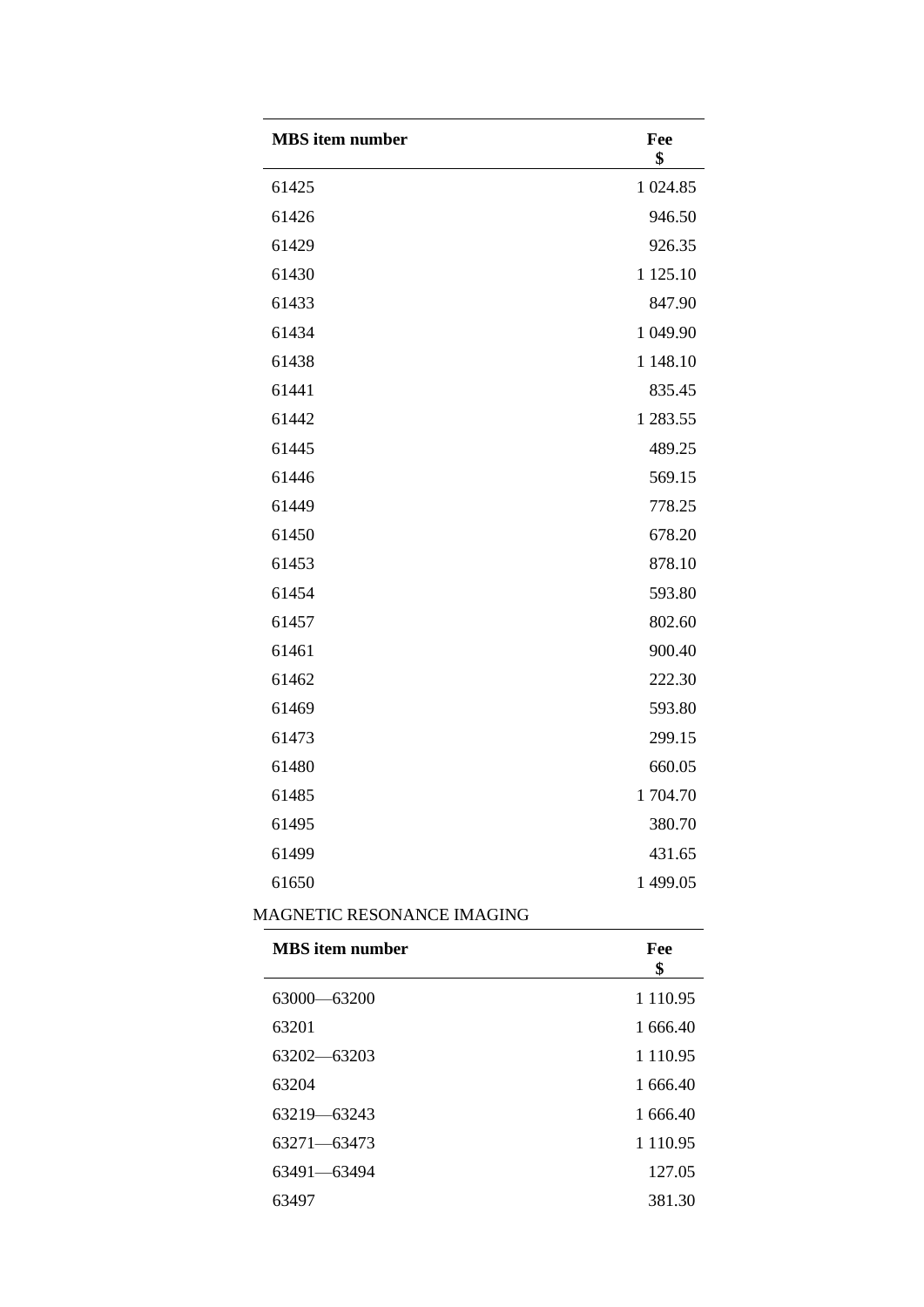| MBS item number | Fee $ |
| --- | --- |
| 61425 | 1 024.85 |
| 61426 | 946.50 |
| 61429 | 926.35 |
| 61430 | 1 125.10 |
| 61433 | 847.90 |
| 61434 | 1 049.90 |
| 61438 | 1 148.10 |
| 61441 | 835.45 |
| 61442 | 1 283.55 |
| 61445 | 489.25 |
| 61446 | 569.15 |
| 61449 | 778.25 |
| 61450 | 678.20 |
| 61453 | 878.10 |
| 61454 | 593.80 |
| 61457 | 802.60 |
| 61461 | 900.40 |
| 61462 | 222.30 |
| 61469 | 593.80 |
| 61473 | 299.15 |
| 61480 | 660.05 |
| 61485 | 1 704.70 |
| 61495 | 380.70 |
| 61499 | 431.65 |
| 61650 | 1 499.05 |

MAGNETIC RESONANCE IMAGING

| MBS item number | Fee $ |
| --- | --- |
| 63000—63200 | 1 110.95 |
| 63201 | 1 666.40 |
| 63202—63203 | 1 110.95 |
| 63204 | 1 666.40 |
| 63219—63243 | 1 666.40 |
| 63271—63473 | 1 110.95 |
| 63491—63494 | 127.05 |
| 63497 | 381.30 |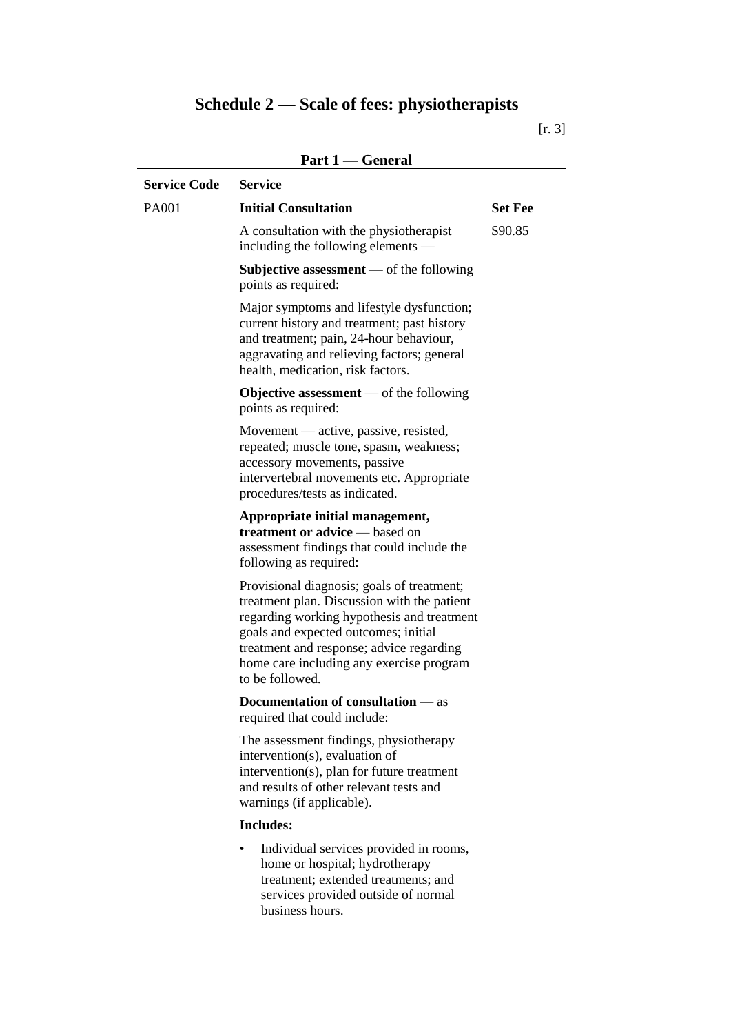# Schedule 2 — Scale of fees: physiotherapists

[r. 3]

## Part 1 — General

| Service Code | Service | |
|---|---|---|
| PA001 | **Initial Consultation** | **Set Fee** |
| | A consultation with the physiotherapist including the following elements — | $90.85 |
| | **Subjective assessment** — of the following points as required: | |
| | Major symptoms and lifestyle dysfunction; current history and treatment; past history and treatment; pain, 24-hour behaviour, aggravating and relieving factors; general health, medication, risk factors. | |
| | **Objective assessment** — of the following points as required: | |
| | Movement — active, passive, resisted, repeated; muscle tone, spasm, weakness; accessory movements, passive intervertebral movements etc. Appropriate procedures/tests as indicated. | |
| | **Appropriate initial management, treatment or advice** — based on assessment findings that could include the following as required: | |
| | Provisional diagnosis; goals of treatment; treatment plan. Discussion with the patient regarding working hypothesis and treatment goals and expected outcomes; initial treatment and response; advice regarding home care including any exercise program to be followed. | |
| | **Documentation of consultation** — as required that could include: | |
| | The assessment findings, physiotherapy intervention(s), evaluation of intervention(s), plan for future treatment and results of other relevant tests and warnings (if applicable). | |
| | **Includes:** | |
| | • Individual services provided in rooms, home or hospital; hydrotherapy treatment; extended treatments; and services provided outside of normal business hours. | |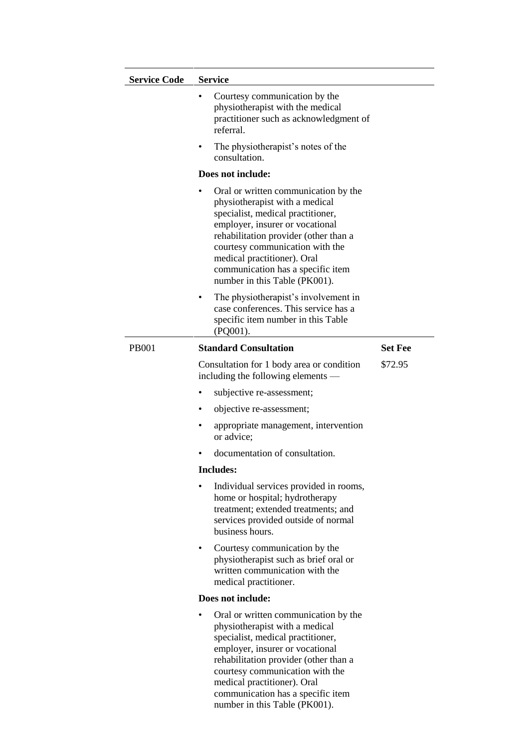| Service Code | Service | |
|---|---|---|
| | • Courtesy communication by the physiotherapist with the medical practitioner such as acknowledgment of referral.<br>• The physiotherapist's notes of the consultation.<br>**Does not include:**<br>• Oral or written communication by the physiotherapist with a medical specialist, medical practitioner, employer, insurer or vocational rehabilitation provider (other than a courtesy communication with the medical practitioner). Oral communication has a specific item number in this Table (PK001).<br>• The physiotherapist's involvement in case conferences. This service has a specific item number in this Table (PQ001). | |
| PB001 | **Standard Consultation** | **Set Fee** |
| | Consultation for 1 body area or condition including the following elements —<br>• subjective re-assessment;<br>• objective re-assessment;<br>• appropriate management, intervention or advice;<br>• documentation of consultation.<br>**Includes:**<br>• Individual services provided in rooms, home or hospital; hydrotherapy treatment; extended treatments; and services provided outside of normal business hours.<br>• Courtesy communication by the physiotherapist such as brief oral or written communication with the medical practitioner.<br>**Does not include:**<br>• Oral or written communication by the physiotherapist with a medical specialist, medical practitioner, employer, insurer or vocational rehabilitation provider (other than a courtesy communication with the medical practitioner). Oral communication has a specific item number in this Table (PK001). | $72.95 |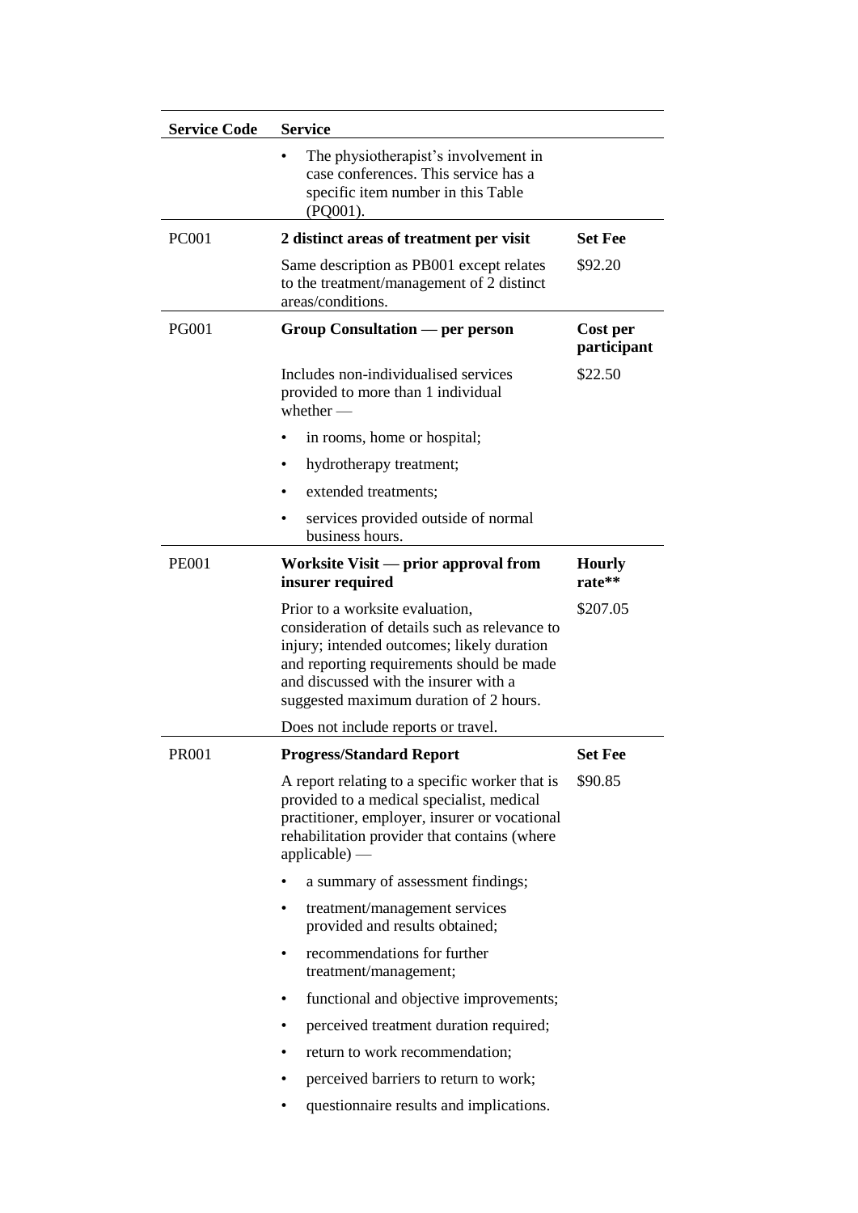| Service Code | Service | |
|---|---|---|
| | • The physiotherapist's involvement in case conferences. This service has a specific item number in this Table (PQ001). | |
| PC001 | **2 distinct areas of treatment per visit** | **Set Fee** |
| | Same description as PB001 except relates to the treatment/management of 2 distinct areas/conditions. | $92.20 |
| PG001 | **Group Consultation — per person** | **Cost per participant** |
| | Includes non-individualised services provided to more than 1 individual whether — <br>• in rooms, home or hospital; <br>• hydrotherapy treatment; <br>• extended treatments; <br>• services provided outside of normal business hours. | $22.50 |
| PE001 | **Worksite Visit — prior approval from insurer required** | **Hourly rate**** |
| | Prior to a worksite evaluation, consideration of details such as relevance to injury; intended outcomes; likely duration and reporting requirements should be made and discussed with the insurer with a suggested maximum duration of 2 hours. <br>Does not include reports or travel. | $207.05 |
| PR001 | **Progress/Standard Report** | **Set Fee** |
| | A report relating to a specific worker that is provided to a medical specialist, medical practitioner, employer, insurer or vocational rehabilitation provider that contains (where applicable) — <br>• a summary of assessment findings; <br>• treatment/management services provided and results obtained; <br>• recommendations for further treatment/management; <br>• functional and objective improvements; <br>• perceived treatment duration required; <br>• return to work recommendation; <br>• perceived barriers to return to work; <br>• questionnaire results and implications. | $90.85 |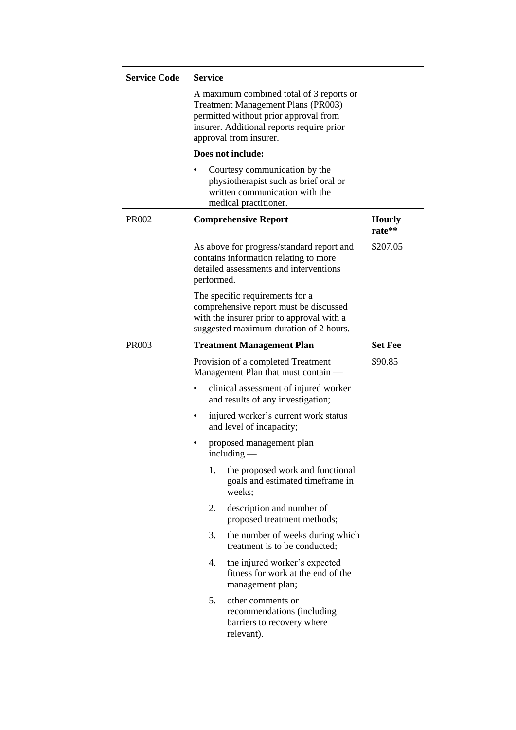| Service Code | Service | |
|---|---|---|
| | A maximum combined total of 3 reports or Treatment Management Plans (PR003) permitted without prior approval from insurer. Additional reports require prior approval from insurer.<br><br>**Does not include:**<br><br>• Courtesy communication by the physiotherapist such as brief oral or written communication with the medical practitioner. | |
| PR002 | **Comprehensive Report**<br><br>As above for progress/standard report and contains information relating to more detailed assessments and interventions performed.<br><br>The specific requirements for a comprehensive report must be discussed with the insurer prior to approval with a suggested maximum duration of 2 hours. | **Hourly rate****<br><br>$207.05 |
| PR003 | **Treatment Management Plan**<br><br>Provision of a completed Treatment Management Plan that must contain —<br><br>• clinical assessment of injured worker and results of any investigation;<br><br>• injured worker's current work status and level of incapacity;<br><br>• proposed management plan including —<br><br>1. the proposed work and functional goals and estimated timeframe in weeks;<br><br>2. description and number of proposed treatment methods;<br><br>3. the number of weeks during which treatment is to be conducted;<br><br>4. the injured worker's expected fitness for work at the end of the management plan;<br><br>5. other comments or recommendations (including barriers to recovery where relevant). | **Set Fee**<br><br>$90.85 |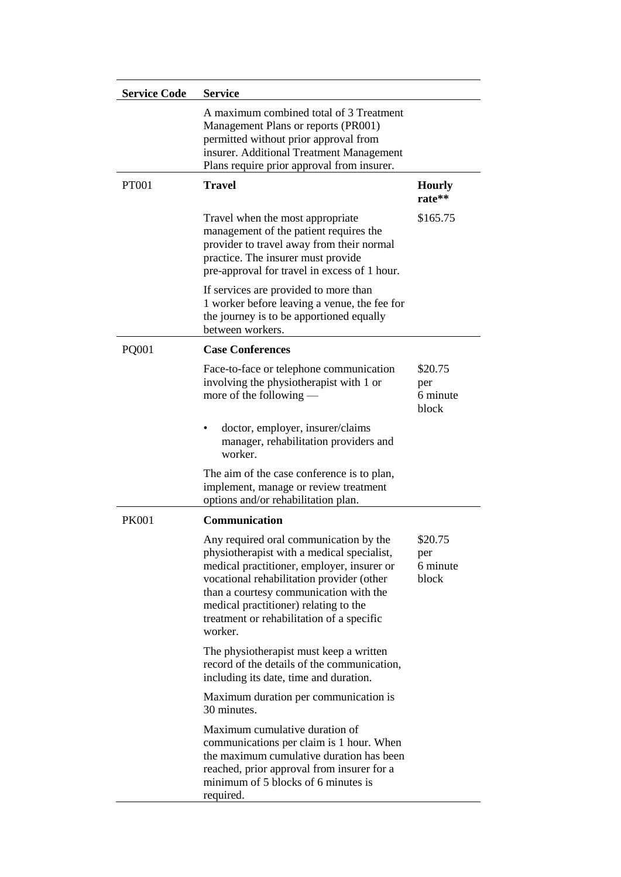| Service Code | Service | |
|---|---|---|
| | A maximum combined total of 3 Treatment Management Plans or reports (PR001) permitted without prior approval from insurer. Additional Treatment Management Plans require prior approval from insurer. | |
| PT001 | **Travel** | **Hourly rate**** |
| | Travel when the most appropriate management of the patient requires the provider to travel away from their normal practice. The insurer must provide pre-approval for travel in excess of 1 hour.<br><br>If services are provided to more than 1 worker before leaving a venue, the fee for the journey is to be apportioned equally between workers. | $165.75 |
| PQ001 | **Case Conferences** | |
| | Face-to-face or telephone communication involving the physiotherapist with 1 or more of the following —<br><br>• doctor, employer, insurer/claims manager, rehabilitation providers and worker.<br><br>The aim of the case conference is to plan, implement, manage or review treatment options and/or rehabilitation plan. | $20.75 per 6 minute block |
| PK001 | **Communication** | |
| | Any required oral communication by the physiotherapist with a medical specialist, medical practitioner, employer, insurer or vocational rehabilitation provider (other than a courtesy communication with the medical practitioner) relating to the treatment or rehabilitation of a specific worker.<br><br>The physiotherapist must keep a written record of the details of the communication, including its date, time and duration.<br><br>Maximum duration per communication is 30 minutes.<br><br>Maximum cumulative duration of communications per claim is 1 hour. When the maximum cumulative duration has been reached, prior approval from insurer for a minimum of 5 blocks of 6 minutes is required. | $20.75 per 6 minute block |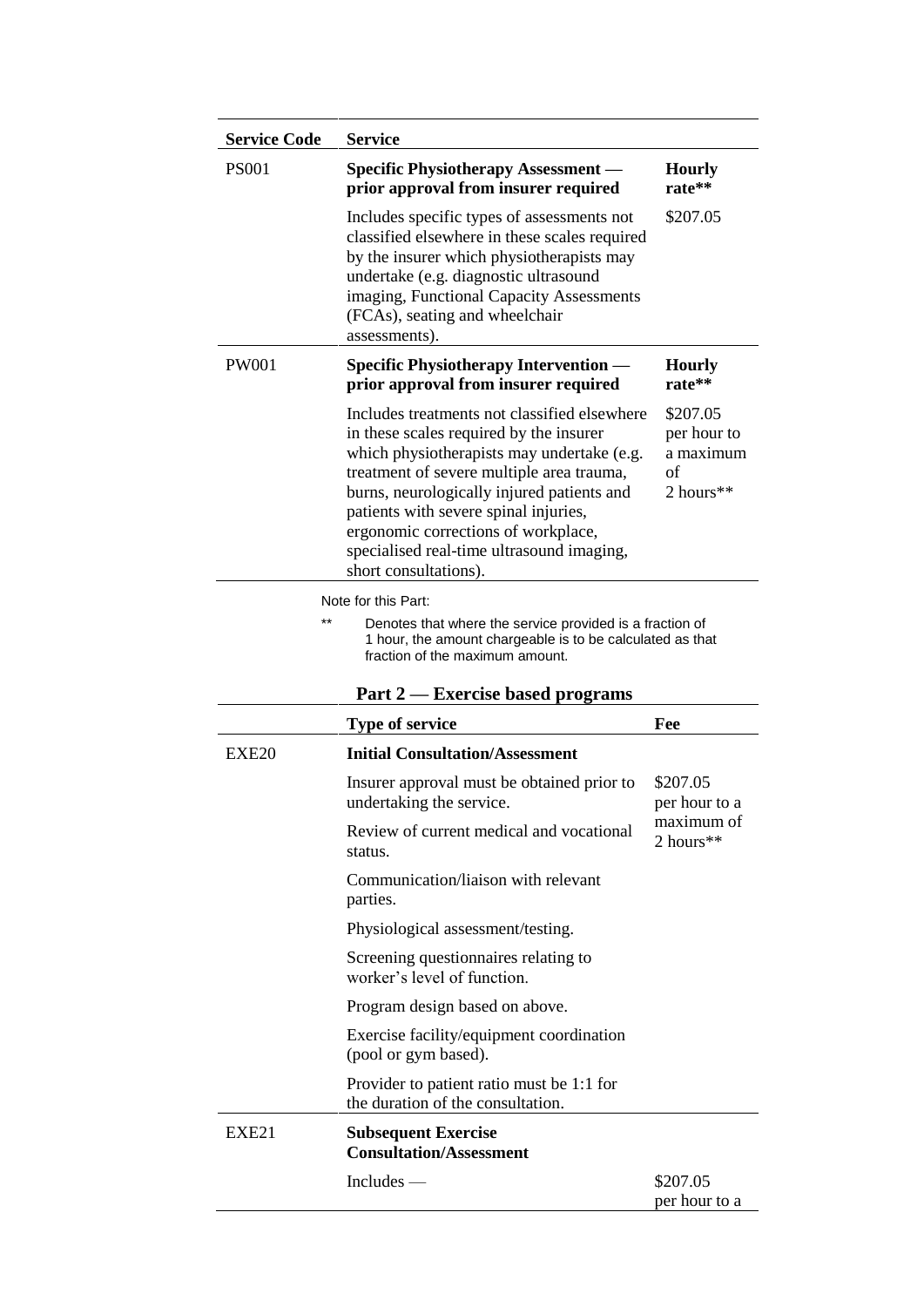| Service Code | Service | |
|---|---|---|
| PS001 | **Specific Physiotherapy Assessment — prior approval from insurer required** | **Hourly rate**** |
| | Includes specific types of assessments not classified elsewhere in these scales required by the insurer which physiotherapists may undertake (e.g. diagnostic ultrasound imaging, Functional Capacity Assessments (FCAs), seating and wheelchair assessments). | $207.05 |
| PW001 | **Specific Physiotherapy Intervention — prior approval from insurer required** | **Hourly rate**** |
| | Includes treatments not classified elsewhere in these scales required by the insurer which physiotherapists may undertake (e.g. treatment of severe multiple area trauma, burns, neurologically injured patients and patients with severe spinal injuries, ergonomic corrections of workplace, specialised real-time ultrasound imaging, short consultations). | $207.05 per hour to a maximum of 2 hours** |

Note for this Part:

** Denotes that where the service provided is a fraction of 1 hour, the amount chargeable is to be calculated as that fraction of the maximum amount.

## Part 2 — Exercise based programs

| | Type of service | Fee |
|---|---|---|
| EXE20 | **Initial Consultation/Assessment** | |
| | Insurer approval must be obtained prior to undertaking the service. | $207.05 per hour to a maximum of 2 hours** |
| | Review of current medical and vocational status. | |
| | Communication/liaison with relevant parties. | |
| | Physiological assessment/testing. | |
| | Screening questionnaires relating to worker's level of function. | |
| | Program design based on above. | |
| | Exercise facility/equipment coordination (pool or gym based). | |
| | Provider to patient ratio must be 1:1 for the duration of the consultation. | |
| EXE21 | **Subsequent Exercise Consultation/Assessment** | |
| | Includes — | $207.05 per hour to a |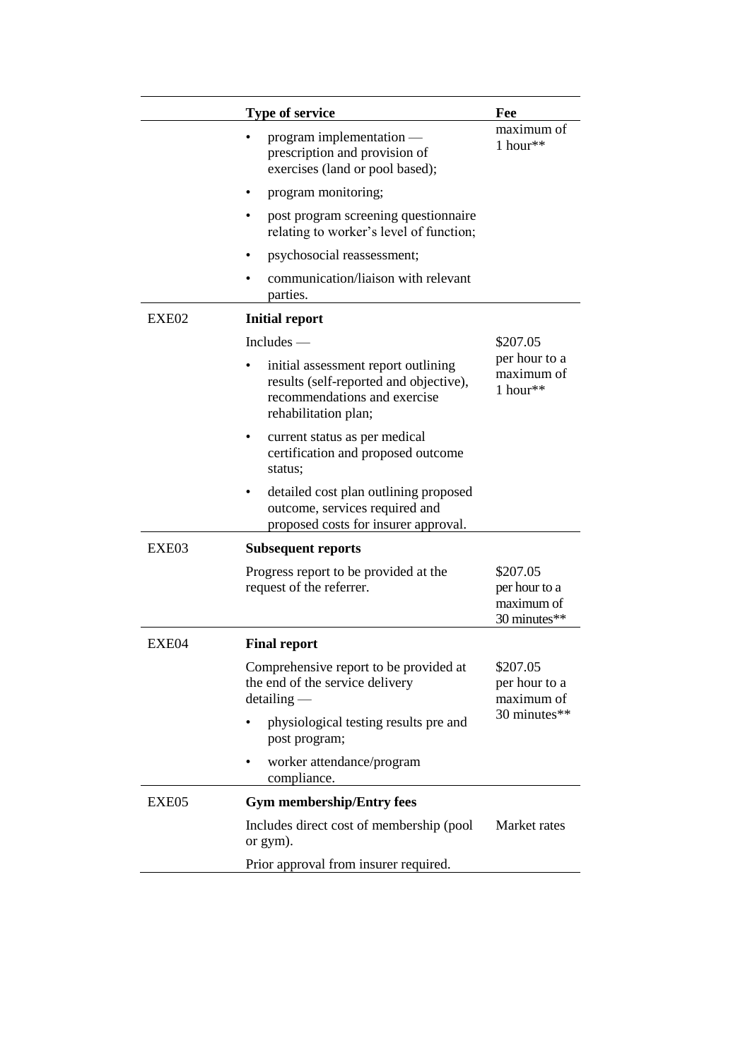|  | Type of service | Fee |
|---|---|---|
|  | • program implementation — prescription and provision of exercises (land or pool based);<br>• program monitoring;<br>• post program screening questionnaire relating to worker's level of function;<br>• psychosocial reassessment;<br>• communication/liaison with relevant parties. | maximum of 1 hour** |
| EXE02 | **Initial report**<br>Includes —<br>• initial assessment report outlining results (self-reported and objective), recommendations and exercise rehabilitation plan;<br>• current status as per medical certification and proposed outcome status;<br>• detailed cost plan outlining proposed outcome, services required and proposed costs for insurer approval. | \$207.05 per hour to a maximum of 1 hour** |
| EXE03 | **Subsequent reports**<br>Progress report to be provided at the request of the referrer. | \$207.05 per hour to a maximum of 30 minutes** |
| EXE04 | **Final report**<br>Comprehensive report to be provided at the end of the service delivery detailing —<br>• physiological testing results pre and post program;<br>• worker attendance/program compliance. | \$207.05 per hour to a maximum of 30 minutes** |
| EXE05 | **Gym membership/Entry fees**<br>Includes direct cost of membership (pool or gym).<br>Prior approval from insurer required. | Market rates |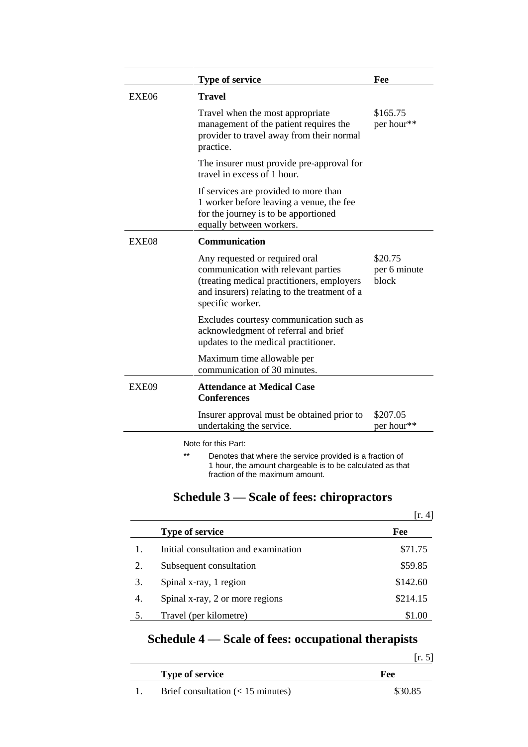| | Type of service | Fee |
|---|---|---|
| EXE06 | **Travel** | |
| | Travel when the most appropriate management of the patient requires the provider to travel away from their normal practice. | $165.75 per hour** |
| | The insurer must provide pre-approval for travel in excess of 1 hour. | |
| | If services are provided to more than 1 worker before leaving a venue, the fee for the journey is to be apportioned equally between workers. | |
| EXE08 | **Communication** | |
| | Any requested or required oral communication with relevant parties (treating medical practitioners, employers and insurers) relating to the treatment of a specific worker. | $20.75 per 6 minute block |
| | Excludes courtesy communication such as acknowledgment of referral and brief updates to the medical practitioner. | |
| | Maximum time allowable per communication of 30 minutes. | |
| EXE09 | **Attendance at Medical Case Conferences** | |
| | Insurer approval must be obtained prior to undertaking the service. | $207.05 per hour** |

Note for this Part:

** Denotes that where the service provided is a fraction of 1 hour, the amount chargeable is to be calculated as that fraction of the maximum amount.

## Schedule 3 — Scale of fees: chiropractors

[r. 4]

| | Type of service | Fee |
|---|---|---|
| 1. | Initial consultation and examination | $71.75 |
| 2. | Subsequent consultation | $59.85 |
| 3. | Spinal x-ray, 1 region | $142.60 |
| 4. | Spinal x-ray, 2 or more regions | $214.15 |
| 5. | Travel (per kilometre) | $1.00 |

## Schedule 4 — Scale of fees: occupational therapists

[r. 5]

| | Type of service | Fee |
|---|---|---|
| 1. | Brief consultation (< 15 minutes) | $30.85 |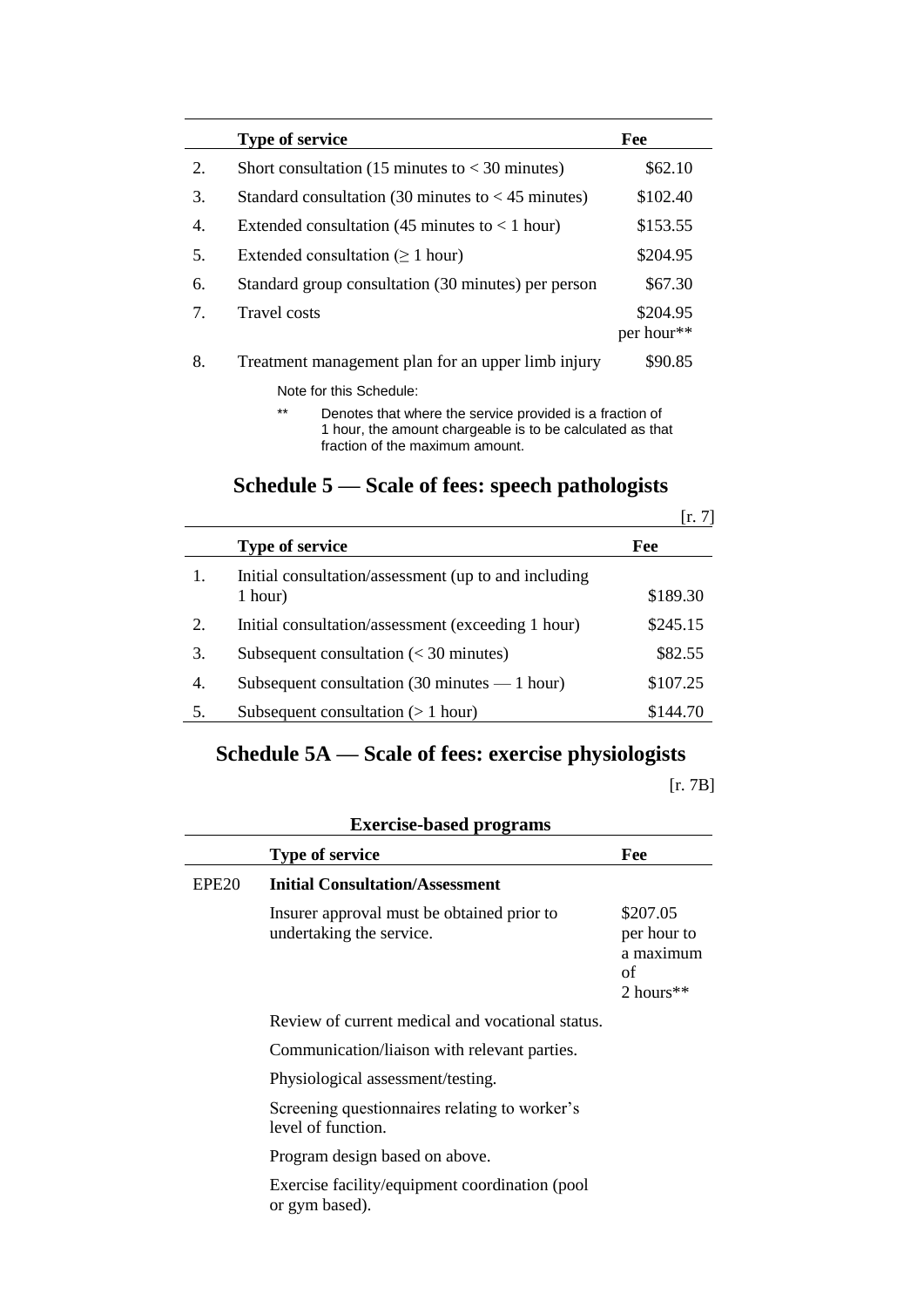| | Type of service | Fee |
|---|---|---|
| 2. | Short consultation (15 minutes to < 30 minutes) | $62.10 |
| 3. | Standard consultation (30 minutes to < 45 minutes) | $102.40 |
| 4. | Extended consultation (45 minutes to < 1 hour) | $153.55 |
| 5. | Extended consultation (≥ 1 hour) | $204.95 |
| 6. | Standard group consultation (30 minutes) per person | $67.30 |
| 7. | Travel costs | $204.95 per hour** |
| 8. | Treatment management plan for an upper limb injury | $90.85 |

Note for this Schedule:

** Denotes that where the service provided is a fraction of 1 hour, the amount chargeable is to be calculated as that fraction of the maximum amount.

## Schedule 5 — Scale of fees: speech pathologists

[r. 7]

| | Type of service | Fee |
|---|---|---|
| 1. | Initial consultation/assessment (up to and including 1 hour) | $189.30 |
| 2. | Initial consultation/assessment (exceeding 1 hour) | $245.15 |
| 3. | Subsequent consultation (< 30 minutes) | $82.55 |
| 4. | Subsequent consultation (30 minutes — 1 hour) | $107.25 |
| 5. | Subsequent consultation (> 1 hour) | $144.70 |

## Schedule 5A — Scale of fees: exercise physiologists

[r. 7B]

**Exercise-based programs**

| | Type of service | Fee |
|---|---|---|
| EPE20 | **Initial Consultation/Assessment** | |
| | Insurer approval must be obtained prior to undertaking the service. | $207.05 per hour to a maximum of 2 hours** |
| | Review of current medical and vocational status. | |
| | Communication/liaison with relevant parties. | |
| | Physiological assessment/testing. | |
| | Screening questionnaires relating to worker's level of function. | |
| | Program design based on above. | |
| | Exercise facility/equipment coordination (pool or gym based). | |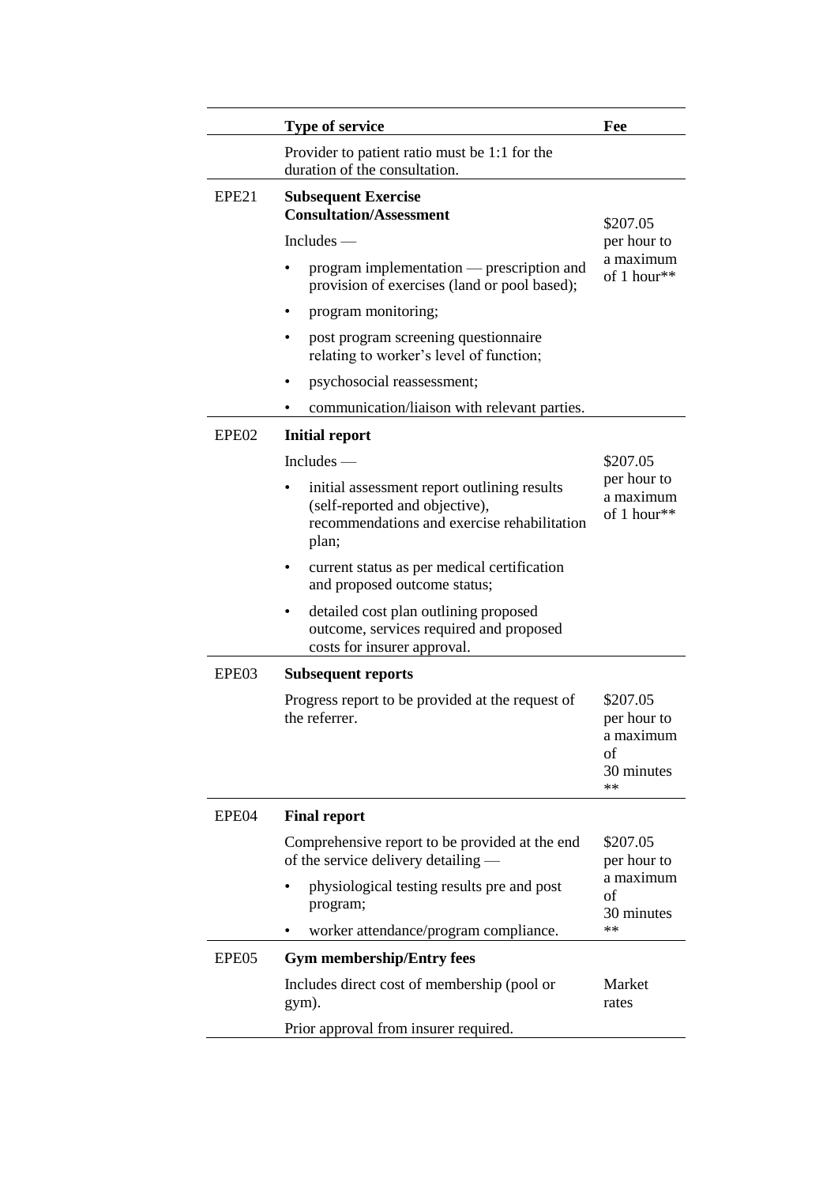| | Type of service | Fee |
|---|---|---|
| | Provider to patient ratio must be 1:1 for the duration of the consultation. | |
| EPE21 | **Subsequent Exercise Consultation/Assessment**<br>Includes —<br>• program implementation — prescription and provision of exercises (land or pool based);<br>• program monitoring;<br>• post program screening questionnaire relating to worker's level of function;<br>• psychosocial reassessment;<br>• communication/liaison with relevant parties. | $207.05 per hour to a maximum of 1 hour** |
| EPE02 | **Initial report**<br>Includes —<br>• initial assessment report outlining results (self-reported and objective), recommendations and exercise rehabilitation plan;<br>• current status as per medical certification and proposed outcome status;<br>• detailed cost plan outlining proposed outcome, services required and proposed costs for insurer approval. | $207.05 per hour to a maximum of 1 hour** |
| EPE03 | **Subsequent reports**<br>Progress report to be provided at the request of the referrer. | $207.05 per hour to a maximum of 30 minutes ** |
| EPE04 | **Final report**<br>Comprehensive report to be provided at the end of the service delivery detailing —<br>• physiological testing results pre and post program;<br>• worker attendance/program compliance. | $207.05 per hour to a maximum of 30 minutes ** |
| EPE05 | **Gym membership/Entry fees**<br>Includes direct cost of membership (pool or gym).<br>Prior approval from insurer required. | Market rates |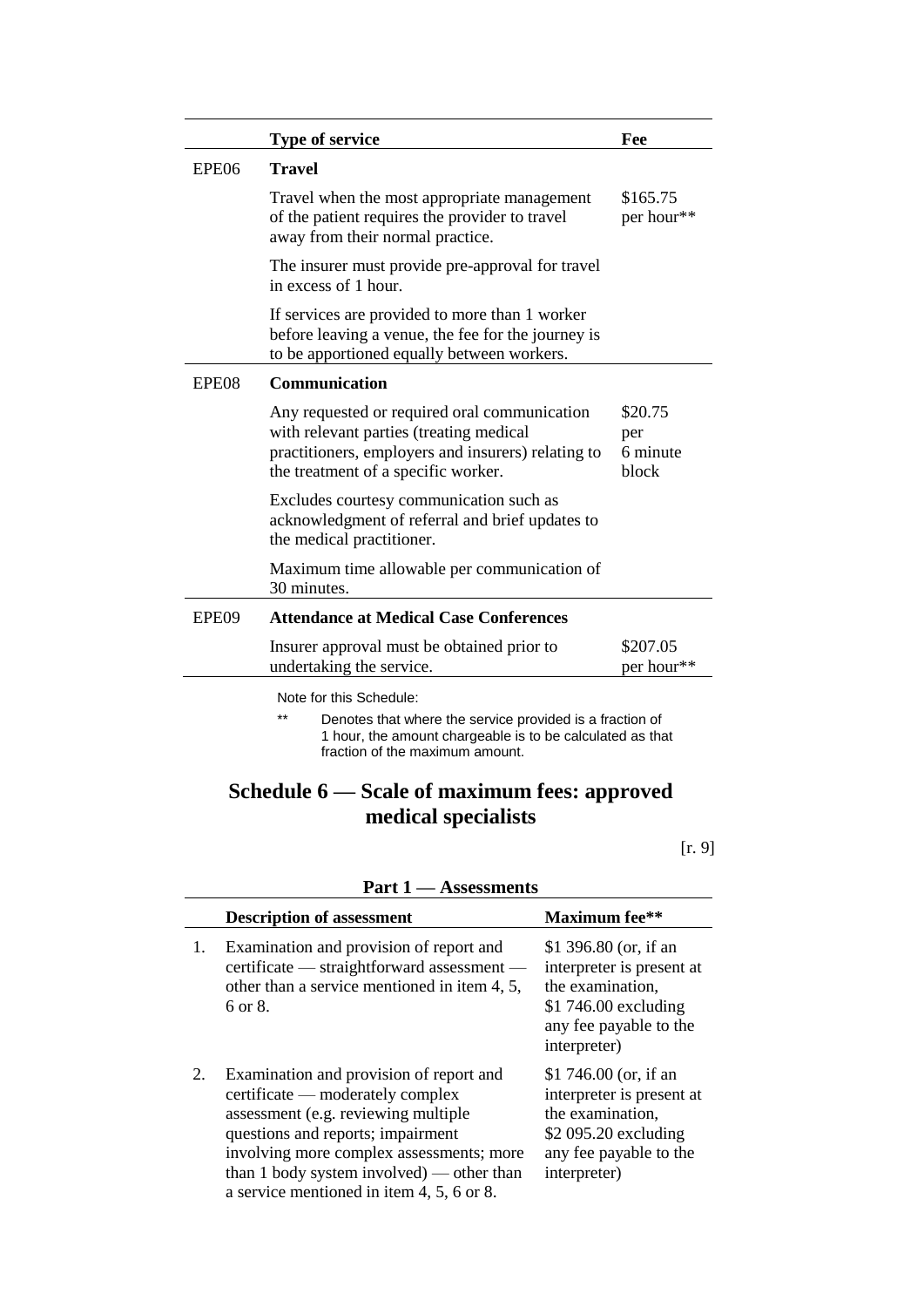| | Type of service | Fee |
|---|---|---|
| EPE06 | **Travel** | |
| | Travel when the most appropriate management of the patient requires the provider to travel away from their normal practice. | $165.75 per hour** |
| | The insurer must provide pre-approval for travel in excess of 1 hour. | |
| | If services are provided to more than 1 worker before leaving a venue, the fee for the journey is to be apportioned equally between workers. | |
| EPE08 | **Communication** | |
| | Any requested or required oral communication with relevant parties (treating medical practitioners, employers and insurers) relating to the treatment of a specific worker. | $20.75 per 6 minute block |
| | Excludes courtesy communication such as acknowledgment of referral and brief updates to the medical practitioner. | |
| | Maximum time allowable per communication of 30 minutes. | |
| EPE09 | **Attendance at Medical Case Conferences** | |
| | Insurer approval must be obtained prior to undertaking the service. | $207.05 per hour** |

Note for this Schedule:

** Denotes that where the service provided is a fraction of 1 hour, the amount chargeable is to be calculated as that fraction of the maximum amount.

# Schedule 6 — Scale of maximum fees: approved medical specialists

[r. 9]

**Part 1 — Assessments**

| | Description of assessment | Maximum fee** |
|---|---|---|
| 1. | Examination and provision of report and certificate — straightforward assessment — other than a service mentioned in item 4, 5, 6 or 8. | $1 396.80 (or, if an interpreter is present at the examination, $1 746.00 excluding any fee payable to the interpreter) |
| 2. | Examination and provision of report and certificate — moderately complex assessment (e.g. reviewing multiple questions and reports; impairment involving more complex assessments; more than 1 body system involved) — other than a service mentioned in item 4, 5, 6 or 8. | $1 746.00 (or, if an interpreter is present at the examination, $2 095.20 excluding any fee payable to the interpreter) |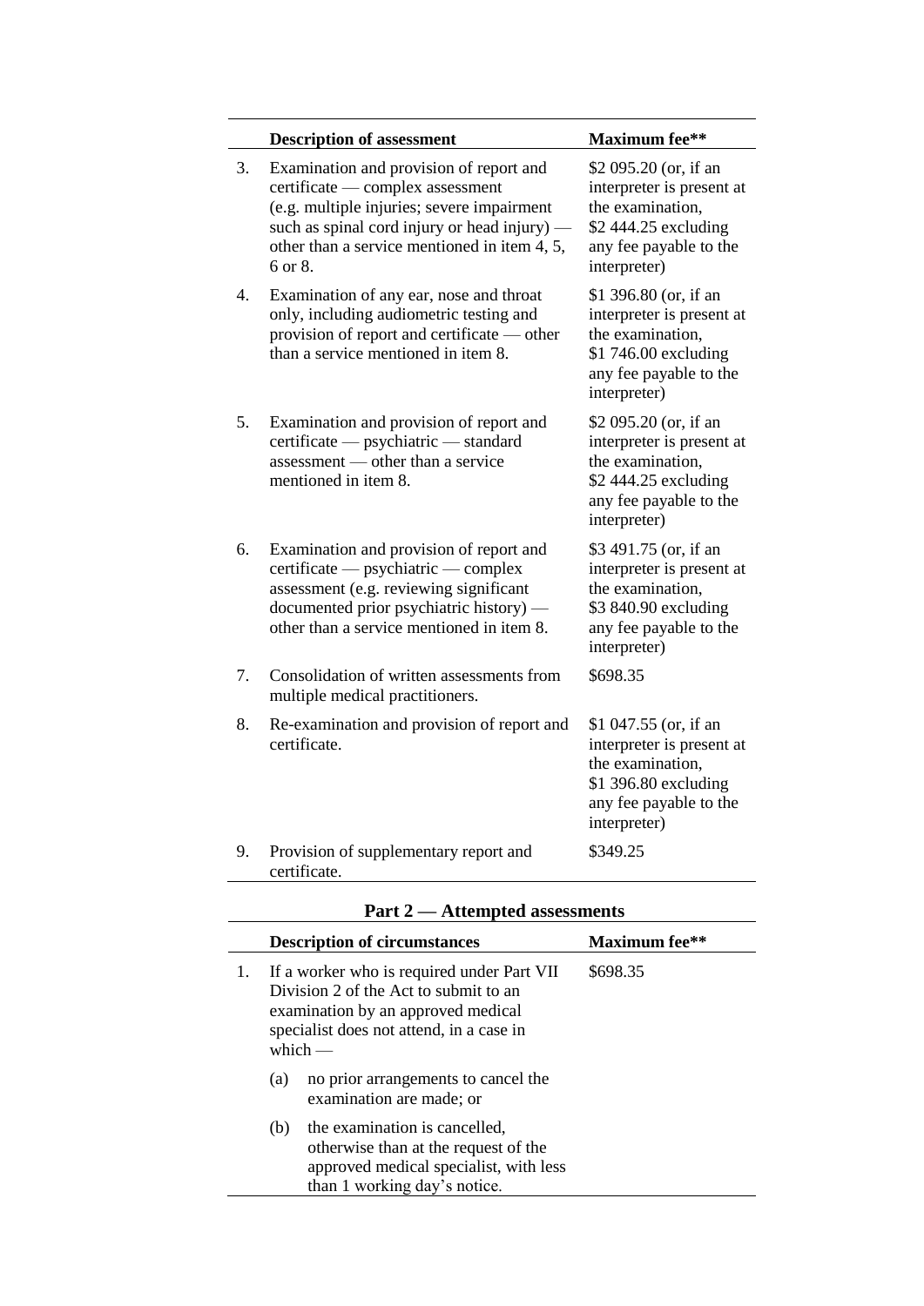| | Description of assessment | Maximum fee** |
|---|---|---|
| 3. | Examination and provision of report and certificate — complex assessment (e.g. multiple injuries; severe impairment such as spinal cord injury or head injury) — other than a service mentioned in item 4, 5, 6 or 8. | $2 095.20 (or, if an interpreter is present at the examination, $2 444.25 excluding any fee payable to the interpreter) |
| 4. | Examination of any ear, nose and throat only, including audiometric testing and provision of report and certificate — other than a service mentioned in item 8. | $1 396.80 (or, if an interpreter is present at the examination, $1 746.00 excluding any fee payable to the interpreter) |
| 5. | Examination and provision of report and certificate — psychiatric — standard assessment — other than a service mentioned in item 8. | $2 095.20 (or, if an interpreter is present at the examination, $2 444.25 excluding any fee payable to the interpreter) |
| 6. | Examination and provision of report and certificate — psychiatric — complex assessment (e.g. reviewing significant documented prior psychiatric history) — other than a service mentioned in item 8. | $3 491.75 (or, if an interpreter is present at the examination, $3 840.90 excluding any fee payable to the interpreter) |
| 7. | Consolidation of written assessments from multiple medical practitioners. | $698.35 |
| 8. | Re-examination and provision of report and certificate. | $1 047.55 (or, if an interpreter is present at the examination, $1 396.80 excluding any fee payable to the interpreter) |
| 9. | Provision of supplementary report and certificate. | $349.25 |

## Part 2 — Attempted assessments

| | Description of circumstances | Maximum fee** |
|---|---|---|
| 1. | If a worker who is required under Part VII Division 2 of the Act to submit to an examination by an approved medical specialist does not attend, in a case in which — (a) no prior arrangements to cancel the examination are made; or (b) the examination is cancelled, otherwise than at the request of the approved medical specialist, with less than 1 working day's notice. | $698.35 |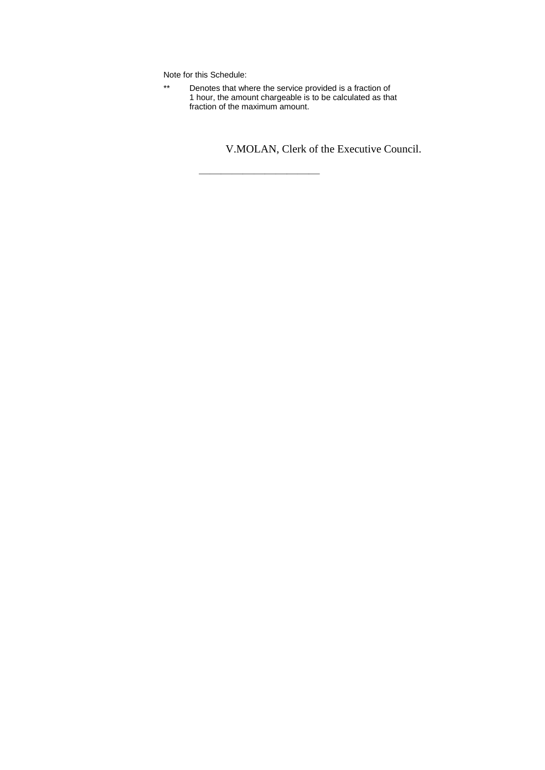Note for this Schedule:

** Denotes that where the service provided is a fraction of 1 hour, the amount chargeable is to be calculated as that fraction of the maximum amount.

V.MOLAN, Clerk of the Executive Council.

---